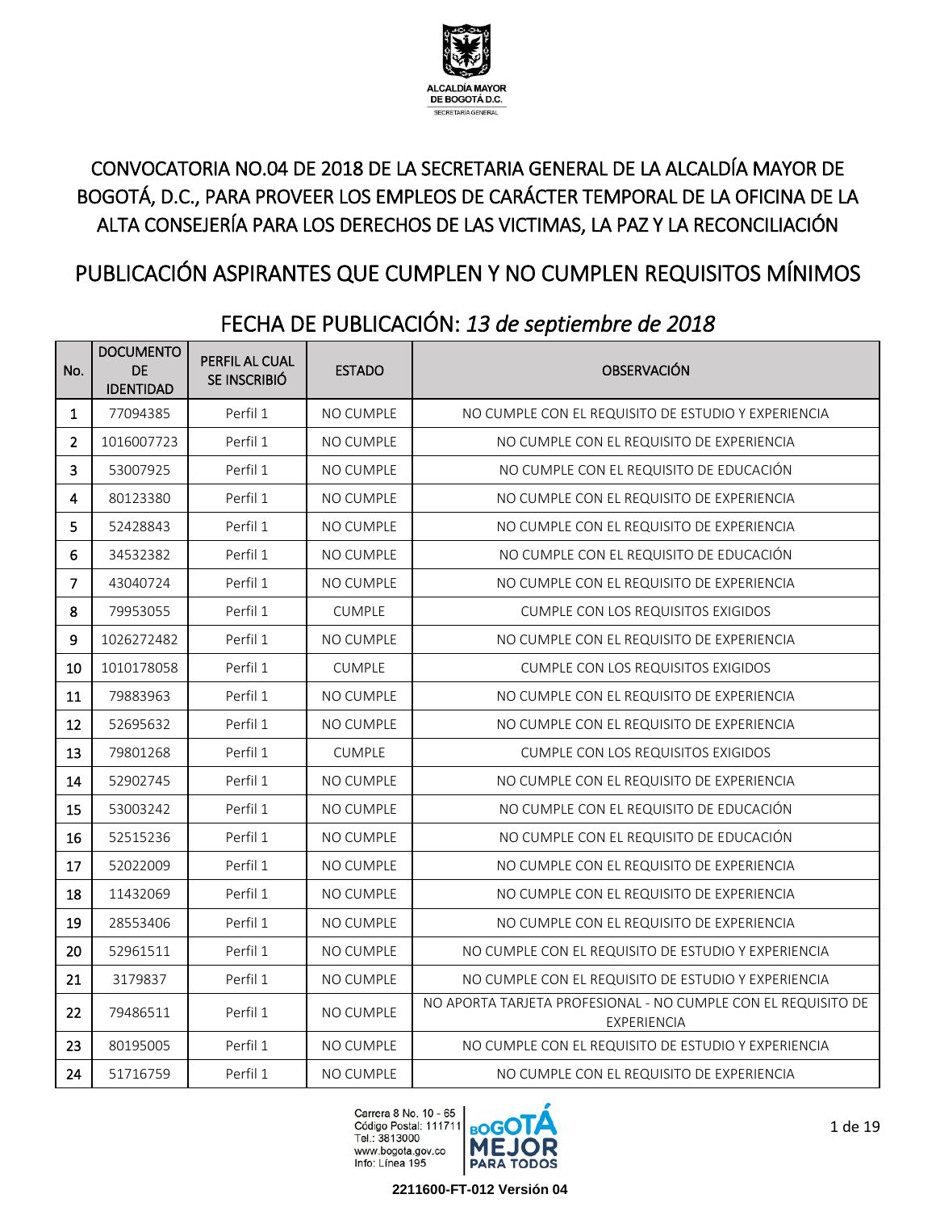# CONVOCATORIA NO.04 DE 2018 DE LA SECRETARIA GENERAL DE LA ALCALDÍA MAYOR DE BOGOTÁ, D.C., PARA PROVEER LOS EMPLEOS DE CARÁCTER TEMPORAL DE LA OFICINA DE LA ALTA CONSEJERÍA PARA LOS DERECHOS DE LAS VICTIMAS, LA PAZ Y LA RECONCILIACIÓN

## PUBLICACIÓN ASPIRANTES QUE CUMPLEN Y NO CUMPLEN REQUISITOS MÍNIMOS

### FECHA DE PUBLICACIÓN: *13 de septiembre de 2018*

| No. | DOCUMENTO DE IDENTIDAD | PERFIL AL CUAL SE INSCRIBIÓ | ESTADO | OBSERVACIÓN |
|---|---|---|---|---|
| 1 | 77094385 | Perfil 1 | NO CUMPLE | NO CUMPLE CON EL REQUISITO DE ESTUDIO Y EXPERIENCIA |
| 2 | 1016007723 | Perfil 1 | NO CUMPLE | NO CUMPLE CON EL REQUISITO DE EXPERIENCIA |
| 3 | 53007925 | Perfil 1 | NO CUMPLE | NO CUMPLE CON EL REQUISITO DE EDUCACIÓN |
| 4 | 80123380 | Perfil 1 | NO CUMPLE | NO CUMPLE CON EL REQUISITO DE EXPERIENCIA |
| 5 | 52428843 | Perfil 1 | NO CUMPLE | NO CUMPLE CON EL REQUISITO DE EXPERIENCIA |
| 6 | 34532382 | Perfil 1 | NO CUMPLE | NO CUMPLE CON EL REQUISITO DE EDUCACIÓN |
| 7 | 43040724 | Perfil 1 | NO CUMPLE | NO CUMPLE CON EL REQUISITO DE EXPERIENCIA |
| 8 | 79953055 | Perfil 1 | CUMPLE | CUMPLE CON LOS REQUISITOS EXIGIDOS |
| 9 | 1026272482 | Perfil 1 | NO CUMPLE | NO CUMPLE CON EL REQUISITO DE EXPERIENCIA |
| 10 | 1010178058 | Perfil 1 | CUMPLE | CUMPLE CON LOS REQUISITOS EXIGIDOS |
| 11 | 79883963 | Perfil 1 | NO CUMPLE | NO CUMPLE CON EL REQUISITO DE EXPERIENCIA |
| 12 | 52695632 | Perfil 1 | NO CUMPLE | NO CUMPLE CON EL REQUISITO DE EXPERIENCIA |
| 13 | 79801268 | Perfil 1 | CUMPLE | CUMPLE CON LOS REQUISITOS EXIGIDOS |
| 14 | 52902745 | Perfil 1 | NO CUMPLE | NO CUMPLE CON EL REQUISITO DE EXPERIENCIA |
| 15 | 53003242 | Perfil 1 | NO CUMPLE | NO CUMPLE CON EL REQUISITO DE EDUCACIÓN |
| 16 | 52515236 | Perfil 1 | NO CUMPLE | NO CUMPLE CON EL REQUISITO DE EDUCACIÓN |
| 17 | 52022009 | Perfil 1 | NO CUMPLE | NO CUMPLE CON EL REQUISITO DE EXPERIENCIA |
| 18 | 11432069 | Perfil 1 | NO CUMPLE | NO CUMPLE CON EL REQUISITO DE EXPERIENCIA |
| 19 | 28553406 | Perfil 1 | NO CUMPLE | NO CUMPLE CON EL REQUISITO DE EXPERIENCIA |
| 20 | 52961511 | Perfil 1 | NO CUMPLE | NO CUMPLE CON EL REQUISITO DE ESTUDIO Y EXPERIENCIA |
| 21 | 3179837 | Perfil 1 | NO CUMPLE | NO CUMPLE CON EL REQUISITO DE ESTUDIO Y EXPERIENCIA |
| 22 | 79486511 | Perfil 1 | NO CUMPLE | NO APORTA TARJETA PROFESIONAL - NO CUMPLE CON EL REQUISITO DE EXPERIENCIA |
| 23 | 80195005 | Perfil 1 | NO CUMPLE | NO CUMPLE CON EL REQUISITO DE ESTUDIO Y EXPERIENCIA |
| 24 | 51716759 | Perfil 1 | NO CUMPLE | NO CUMPLE CON EL REQUISITO DE EXPERIENCIA |

Carrera 8 No. 10 - 65
Código Postal: 111711
Tel.: 3813000
www.bogota.gov.co
Info: Línea 195

2211600-FT-012 Versión 04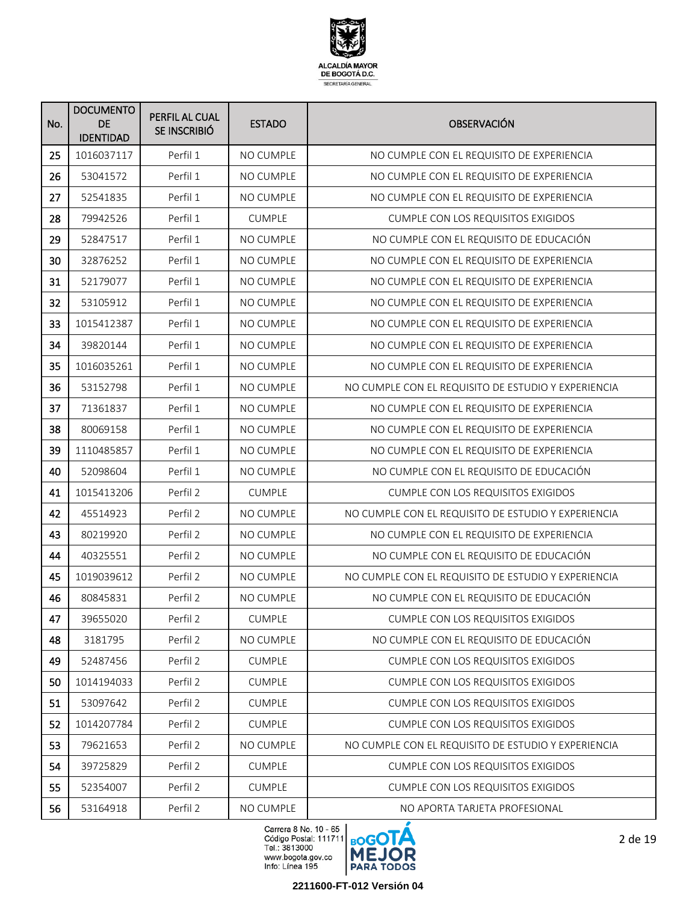| No. | DOCUMENTO DE IDENTIDAD | PERFIL AL CUAL SE INSCRIBIÓ | ESTADO | OBSERVACIÓN |
|---|---|---|---|---|
| 25 | 1016037117 | Perfil 1 | NO CUMPLE | NO CUMPLE CON EL REQUISITO DE EXPERIENCIA |
| 26 | 53041572 | Perfil 1 | NO CUMPLE | NO CUMPLE CON EL REQUISITO DE EXPERIENCIA |
| 27 | 52541835 | Perfil 1 | NO CUMPLE | NO CUMPLE CON EL REQUISITO DE EXPERIENCIA |
| 28 | 79942526 | Perfil 1 | CUMPLE | CUMPLE CON LOS REQUISITOS EXIGIDOS |
| 29 | 52847517 | Perfil 1 | NO CUMPLE | NO CUMPLE CON EL REQUISITO DE EDUCACIÓN |
| 30 | 32876252 | Perfil 1 | NO CUMPLE | NO CUMPLE CON EL REQUISITO DE EXPERIENCIA |
| 31 | 52179077 | Perfil 1 | NO CUMPLE | NO CUMPLE CON EL REQUISITO DE EXPERIENCIA |
| 32 | 53105912 | Perfil 1 | NO CUMPLE | NO CUMPLE CON EL REQUISITO DE EXPERIENCIA |
| 33 | 1015412387 | Perfil 1 | NO CUMPLE | NO CUMPLE CON EL REQUISITO DE EXPERIENCIA |
| 34 | 39820144 | Perfil 1 | NO CUMPLE | NO CUMPLE CON EL REQUISITO DE EXPERIENCIA |
| 35 | 1016035261 | Perfil 1 | NO CUMPLE | NO CUMPLE CON EL REQUISITO DE EXPERIENCIA |
| 36 | 53152798 | Perfil 1 | NO CUMPLE | NO CUMPLE CON EL REQUISITO DE ESTUDIO Y EXPERIENCIA |
| 37 | 71361837 | Perfil 1 | NO CUMPLE | NO CUMPLE CON EL REQUISITO DE EXPERIENCIA |
| 38 | 80069158 | Perfil 1 | NO CUMPLE | NO CUMPLE CON EL REQUISITO DE EXPERIENCIA |
| 39 | 1110485857 | Perfil 1 | NO CUMPLE | NO CUMPLE CON EL REQUISITO DE EXPERIENCIA |
| 40 | 52098604 | Perfil 1 | NO CUMPLE | NO CUMPLE CON EL REQUISITO DE EDUCACIÓN |
| 41 | 1015413206 | Perfil 2 | CUMPLE | CUMPLE CON LOS REQUISITOS EXIGIDOS |
| 42 | 45514923 | Perfil 2 | NO CUMPLE | NO CUMPLE CON EL REQUISITO DE ESTUDIO Y EXPERIENCIA |
| 43 | 80219920 | Perfil 2 | NO CUMPLE | NO CUMPLE CON EL REQUISITO DE EXPERIENCIA |
| 44 | 40325551 | Perfil 2 | NO CUMPLE | NO CUMPLE CON EL REQUISITO DE EDUCACIÓN |
| 45 | 1019039612 | Perfil 2 | NO CUMPLE | NO CUMPLE CON EL REQUISITO DE ESTUDIO Y EXPERIENCIA |
| 46 | 80845831 | Perfil 2 | NO CUMPLE | NO CUMPLE CON EL REQUISITO DE EDUCACIÓN |
| 47 | 39655020 | Perfil 2 | CUMPLE | CUMPLE CON LOS REQUISITOS EXIGIDOS |
| 48 | 3181795 | Perfil 2 | NO CUMPLE | NO CUMPLE CON EL REQUISITO DE EDUCACIÓN |
| 49 | 52487456 | Perfil 2 | CUMPLE | CUMPLE CON LOS REQUISITOS EXIGIDOS |
| 50 | 1014194033 | Perfil 2 | CUMPLE | CUMPLE CON LOS REQUISITOS EXIGIDOS |
| 51 | 53097642 | Perfil 2 | CUMPLE | CUMPLE CON LOS REQUISITOS EXIGIDOS |
| 52 | 1014207784 | Perfil 2 | CUMPLE | CUMPLE CON LOS REQUISITOS EXIGIDOS |
| 53 | 79621653 | Perfil 2 | NO CUMPLE | NO CUMPLE CON EL REQUISITO DE ESTUDIO Y EXPERIENCIA |
| 54 | 39725829 | Perfil 2 | CUMPLE | CUMPLE CON LOS REQUISITOS EXIGIDOS |
| 55 | 52354007 | Perfil 2 | CUMPLE | CUMPLE CON LOS REQUISITOS EXIGIDOS |
| 56 | 53164918 | Perfil 2 | NO CUMPLE | NO APORTA TARJETA PROFESIONAL |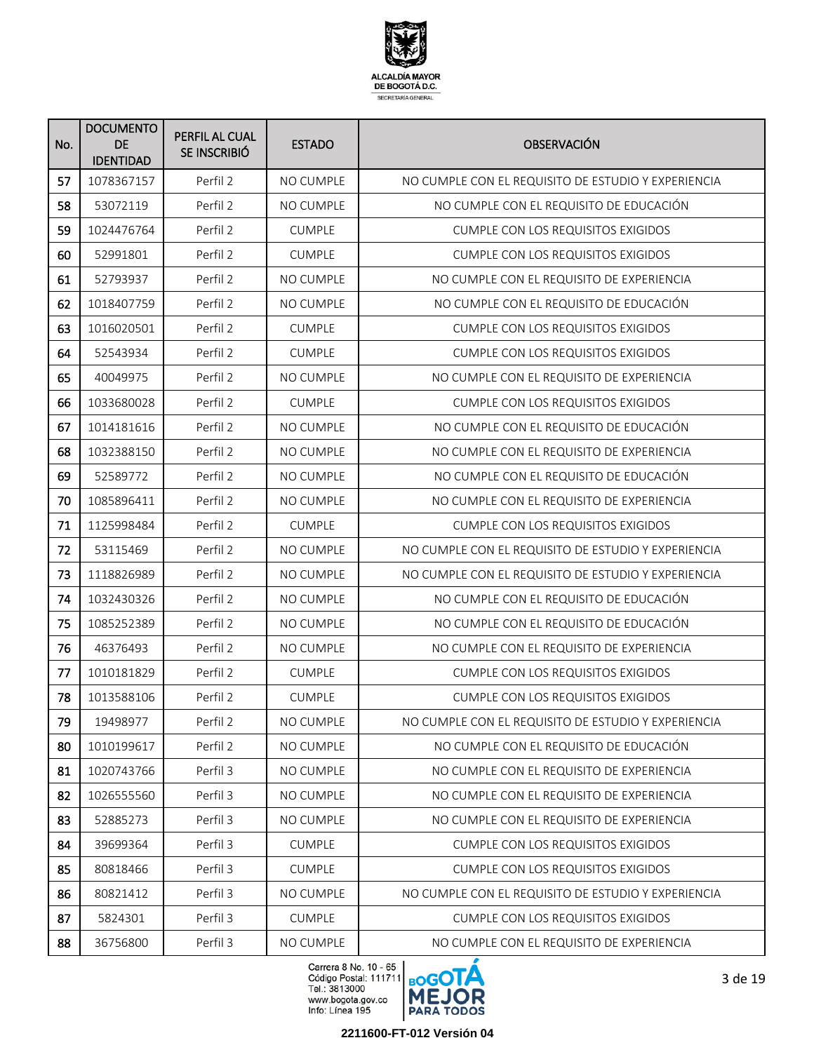| No. | DOCUMENTO DE IDENTIDAD | PERFIL AL CUAL SE INSCRIBIÓ | ESTADO | OBSERVACIÓN |
|---|---|---|---|---|
| 57 | 1078367157 | Perfil 2 | NO CUMPLE | NO CUMPLE CON EL REQUISITO DE ESTUDIO Y EXPERIENCIA |
| 58 | 53072119 | Perfil 2 | NO CUMPLE | NO CUMPLE CON EL REQUISITO DE EDUCACIÓN |
| 59 | 1024476764 | Perfil 2 | CUMPLE | CUMPLE CON LOS REQUISITOS EXIGIDOS |
| 60 | 52991801 | Perfil 2 | CUMPLE | CUMPLE CON LOS REQUISITOS EXIGIDOS |
| 61 | 52793937 | Perfil 2 | NO CUMPLE | NO CUMPLE CON EL REQUISITO DE EXPERIENCIA |
| 62 | 1018407759 | Perfil 2 | NO CUMPLE | NO CUMPLE CON EL REQUISITO DE EDUCACIÓN |
| 63 | 1016020501 | Perfil 2 | CUMPLE | CUMPLE CON LOS REQUISITOS EXIGIDOS |
| 64 | 52543934 | Perfil 2 | CUMPLE | CUMPLE CON LOS REQUISITOS EXIGIDOS |
| 65 | 40049975 | Perfil 2 | NO CUMPLE | NO CUMPLE CON EL REQUISITO DE EXPERIENCIA |
| 66 | 1033680028 | Perfil 2 | CUMPLE | CUMPLE CON LOS REQUISITOS EXIGIDOS |
| 67 | 1014181616 | Perfil 2 | NO CUMPLE | NO CUMPLE CON EL REQUISITO DE EDUCACIÓN |
| 68 | 1032388150 | Perfil 2 | NO CUMPLE | NO CUMPLE CON EL REQUISITO DE EXPERIENCIA |
| 69 | 52589772 | Perfil 2 | NO CUMPLE | NO CUMPLE CON EL REQUISITO DE EDUCACIÓN |
| 70 | 1085896411 | Perfil 2 | NO CUMPLE | NO CUMPLE CON EL REQUISITO DE EXPERIENCIA |
| 71 | 1125998484 | Perfil 2 | CUMPLE | CUMPLE CON LOS REQUISITOS EXIGIDOS |
| 72 | 53115469 | Perfil 2 | NO CUMPLE | NO CUMPLE CON EL REQUISITO DE ESTUDIO Y EXPERIENCIA |
| 73 | 1118826989 | Perfil 2 | NO CUMPLE | NO CUMPLE CON EL REQUISITO DE ESTUDIO Y EXPERIENCIA |
| 74 | 1032430326 | Perfil 2 | NO CUMPLE | NO CUMPLE CON EL REQUISITO DE EDUCACIÓN |
| 75 | 1085252389 | Perfil 2 | NO CUMPLE | NO CUMPLE CON EL REQUISITO DE EDUCACIÓN |
| 76 | 46376493 | Perfil 2 | NO CUMPLE | NO CUMPLE CON EL REQUISITO DE EXPERIENCIA |
| 77 | 1010181829 | Perfil 2 | CUMPLE | CUMPLE CON LOS REQUISITOS EXIGIDOS |
| 78 | 1013588106 | Perfil 2 | CUMPLE | CUMPLE CON LOS REQUISITOS EXIGIDOS |
| 79 | 19498977 | Perfil 2 | NO CUMPLE | NO CUMPLE CON EL REQUISITO DE ESTUDIO Y EXPERIENCIA |
| 80 | 1010199617 | Perfil 2 | NO CUMPLE | NO CUMPLE CON EL REQUISITO DE EDUCACIÓN |
| 81 | 1020743766 | Perfil 3 | NO CUMPLE | NO CUMPLE CON EL REQUISITO DE EXPERIENCIA |
| 82 | 1026555560 | Perfil 3 | NO CUMPLE | NO CUMPLE CON EL REQUISITO DE EXPERIENCIA |
| 83 | 52885273 | Perfil 3 | NO CUMPLE | NO CUMPLE CON EL REQUISITO DE EXPERIENCIA |
| 84 | 39699364 | Perfil 3 | CUMPLE | CUMPLE CON LOS REQUISITOS EXIGIDOS |
| 85 | 80818466 | Perfil 3 | CUMPLE | CUMPLE CON LOS REQUISITOS EXIGIDOS |
| 86 | 80821412 | Perfil 3 | NO CUMPLE | NO CUMPLE CON EL REQUISITO DE ESTUDIO Y EXPERIENCIA |
| 87 | 5824301 | Perfil 3 | CUMPLE | CUMPLE CON LOS REQUISITOS EXIGIDOS |
| 88 | 36756800 | Perfil 3 | NO CUMPLE | NO CUMPLE CON EL REQUISITO DE EXPERIENCIA |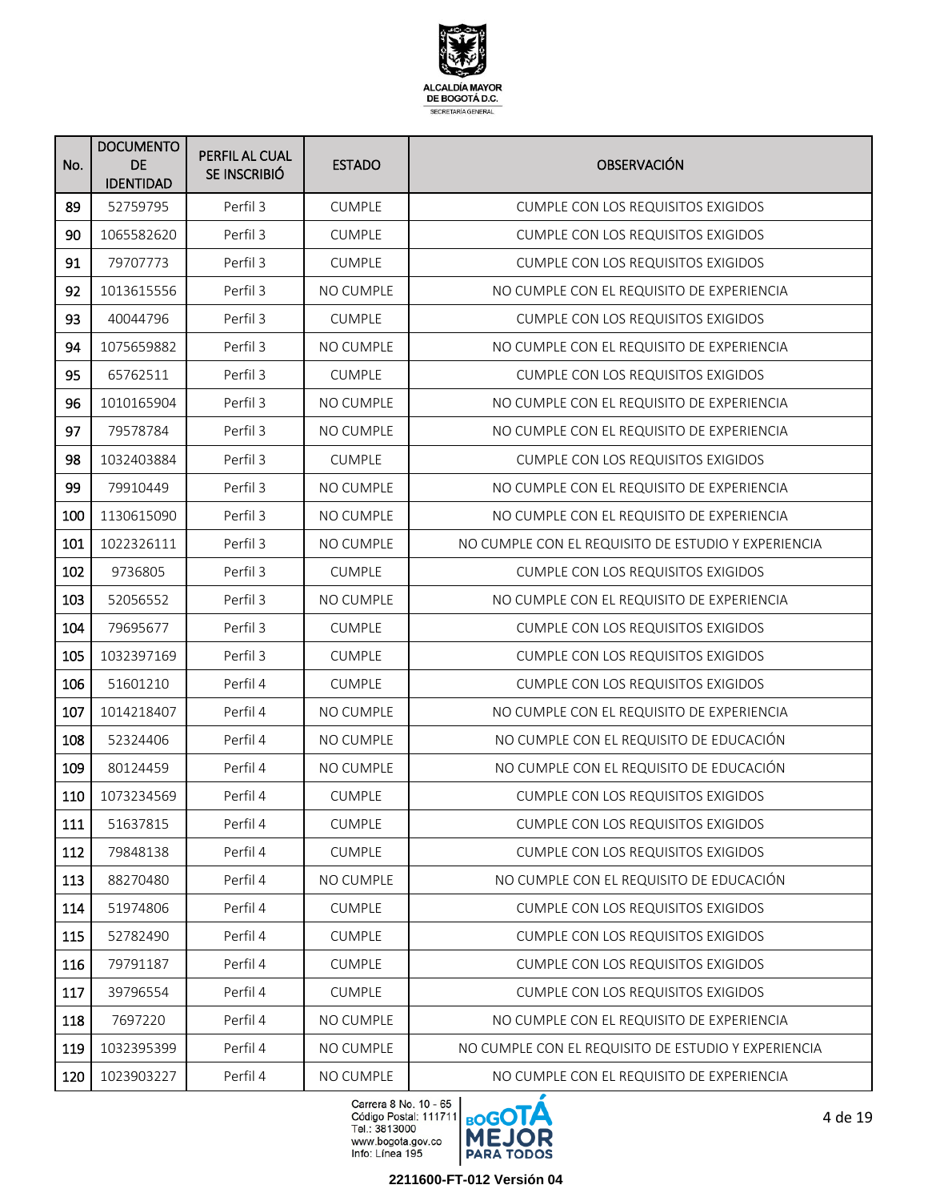| No. | DOCUMENTO DE IDENTIDAD | PERFIL AL CUAL SE INSCRIBIÓ | ESTADO | OBSERVACIÓN |
|---|---|---|---|---|
| 89 | 52759795 | Perfil 3 | CUMPLE | CUMPLE CON LOS REQUISITOS EXIGIDOS |
| 90 | 1065582620 | Perfil 3 | CUMPLE | CUMPLE CON LOS REQUISITOS EXIGIDOS |
| 91 | 79707773 | Perfil 3 | CUMPLE | CUMPLE CON LOS REQUISITOS EXIGIDOS |
| 92 | 1013615556 | Perfil 3 | NO CUMPLE | NO CUMPLE CON EL REQUISITO DE EXPERIENCIA |
| 93 | 40044796 | Perfil 3 | CUMPLE | CUMPLE CON LOS REQUISITOS EXIGIDOS |
| 94 | 1075659882 | Perfil 3 | NO CUMPLE | NO CUMPLE CON EL REQUISITO DE EXPERIENCIA |
| 95 | 65762511 | Perfil 3 | CUMPLE | CUMPLE CON LOS REQUISITOS EXIGIDOS |
| 96 | 1010165904 | Perfil 3 | NO CUMPLE | NO CUMPLE CON EL REQUISITO DE EXPERIENCIA |
| 97 | 79578784 | Perfil 3 | NO CUMPLE | NO CUMPLE CON EL REQUISITO DE EXPERIENCIA |
| 98 | 1032403884 | Perfil 3 | CUMPLE | CUMPLE CON LOS REQUISITOS EXIGIDOS |
| 99 | 79910449 | Perfil 3 | NO CUMPLE | NO CUMPLE CON EL REQUISITO DE EXPERIENCIA |
| 100 | 1130615090 | Perfil 3 | NO CUMPLE | NO CUMPLE CON EL REQUISITO DE EXPERIENCIA |
| 101 | 1022326111 | Perfil 3 | NO CUMPLE | NO CUMPLE CON EL REQUISITO DE ESTUDIO Y EXPERIENCIA |
| 102 | 9736805 | Perfil 3 | CUMPLE | CUMPLE CON LOS REQUISITOS EXIGIDOS |
| 103 | 52056552 | Perfil 3 | NO CUMPLE | NO CUMPLE CON EL REQUISITO DE EXPERIENCIA |
| 104 | 79695677 | Perfil 3 | CUMPLE | CUMPLE CON LOS REQUISITOS EXIGIDOS |
| 105 | 1032397169 | Perfil 3 | CUMPLE | CUMPLE CON LOS REQUISITOS EXIGIDOS |
| 106 | 51601210 | Perfil 4 | CUMPLE | CUMPLE CON LOS REQUISITOS EXIGIDOS |
| 107 | 1014218407 | Perfil 4 | NO CUMPLE | NO CUMPLE CON EL REQUISITO DE EXPERIENCIA |
| 108 | 52324406 | Perfil 4 | NO CUMPLE | NO CUMPLE CON EL REQUISITO DE EDUCACIÓN |
| 109 | 80124459 | Perfil 4 | NO CUMPLE | NO CUMPLE CON EL REQUISITO DE EDUCACIÓN |
| 110 | 1073234569 | Perfil 4 | CUMPLE | CUMPLE CON LOS REQUISITOS EXIGIDOS |
| 111 | 51637815 | Perfil 4 | CUMPLE | CUMPLE CON LOS REQUISITOS EXIGIDOS |
| 112 | 79848138 | Perfil 4 | CUMPLE | CUMPLE CON LOS REQUISITOS EXIGIDOS |
| 113 | 88270480 | Perfil 4 | NO CUMPLE | NO CUMPLE CON EL REQUISITO DE EDUCACIÓN |
| 114 | 51974806 | Perfil 4 | CUMPLE | CUMPLE CON LOS REQUISITOS EXIGIDOS |
| 115 | 52782490 | Perfil 4 | CUMPLE | CUMPLE CON LOS REQUISITOS EXIGIDOS |
| 116 | 79791187 | Perfil 4 | CUMPLE | CUMPLE CON LOS REQUISITOS EXIGIDOS |
| 117 | 39796554 | Perfil 4 | CUMPLE | CUMPLE CON LOS REQUISITOS EXIGIDOS |
| 118 | 7697220 | Perfil 4 | NO CUMPLE | NO CUMPLE CON EL REQUISITO DE EXPERIENCIA |
| 119 | 1032395399 | Perfil 4 | NO CUMPLE | NO CUMPLE CON EL REQUISITO DE ESTUDIO Y EXPERIENCIA |
| 120 | 1023903227 | Perfil 4 | NO CUMPLE | NO CUMPLE CON EL REQUISITO DE EXPERIENCIA |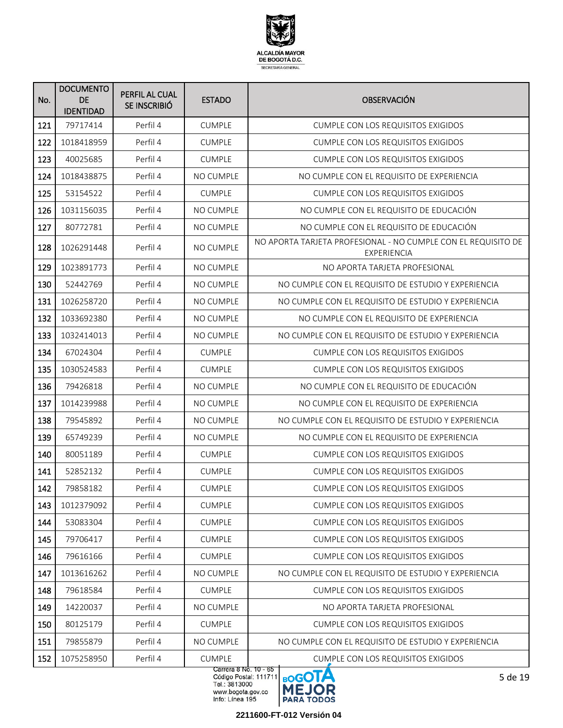| No. | DOCUMENTO DE IDENTIDAD | PERFIL AL CUAL SE INSCRIBIÓ | ESTADO | OBSERVACIÓN |
|---|---|---|---|---|
| 121 | 79717414 | Perfil 4 | CUMPLE | CUMPLE CON LOS REQUISITOS EXIGIDOS |
| 122 | 1018418959 | Perfil 4 | CUMPLE | CUMPLE CON LOS REQUISITOS EXIGIDOS |
| 123 | 40025685 | Perfil 4 | CUMPLE | CUMPLE CON LOS REQUISITOS EXIGIDOS |
| 124 | 1018438875 | Perfil 4 | NO CUMPLE | NO CUMPLE CON EL REQUISITO DE EXPERIENCIA |
| 125 | 53154522 | Perfil 4 | CUMPLE | CUMPLE CON LOS REQUISITOS EXIGIDOS |
| 126 | 1031156035 | Perfil 4 | NO CUMPLE | NO CUMPLE CON EL REQUISITO DE EDUCACIÓN |
| 127 | 80772781 | Perfil 4 | NO CUMPLE | NO CUMPLE CON EL REQUISITO DE EDUCACIÓN |
| 128 | 1026291448 | Perfil 4 | NO CUMPLE | NO APORTA TARJETA PROFESIONAL - NO CUMPLE CON EL REQUISITO DE EXPERIENCIA |
| 129 | 1023891773 | Perfil 4 | NO CUMPLE | NO APORTA TARJETA PROFESIONAL |
| 130 | 52442769 | Perfil 4 | NO CUMPLE | NO CUMPLE CON EL REQUISITO DE ESTUDIO Y EXPERIENCIA |
| 131 | 1026258720 | Perfil 4 | NO CUMPLE | NO CUMPLE CON EL REQUISITO DE ESTUDIO Y EXPERIENCIA |
| 132 | 1033692380 | Perfil 4 | NO CUMPLE | NO CUMPLE CON EL REQUISITO DE EXPERIENCIA |
| 133 | 1032414013 | Perfil 4 | NO CUMPLE | NO CUMPLE CON EL REQUISITO DE ESTUDIO Y EXPERIENCIA |
| 134 | 67024304 | Perfil 4 | CUMPLE | CUMPLE CON LOS REQUISITOS EXIGIDOS |
| 135 | 1030524583 | Perfil 4 | CUMPLE | CUMPLE CON LOS REQUISITOS EXIGIDOS |
| 136 | 79426818 | Perfil 4 | NO CUMPLE | NO CUMPLE CON EL REQUISITO DE EDUCACIÓN |
| 137 | 1014239988 | Perfil 4 | NO CUMPLE | NO CUMPLE CON EL REQUISITO DE EXPERIENCIA |
| 138 | 79545892 | Perfil 4 | NO CUMPLE | NO CUMPLE CON EL REQUISITO DE ESTUDIO Y EXPERIENCIA |
| 139 | 65749239 | Perfil 4 | NO CUMPLE | NO CUMPLE CON EL REQUISITO DE EXPERIENCIA |
| 140 | 80051189 | Perfil 4 | CUMPLE | CUMPLE CON LOS REQUISITOS EXIGIDOS |
| 141 | 52852132 | Perfil 4 | CUMPLE | CUMPLE CON LOS REQUISITOS EXIGIDOS |
| 142 | 79858182 | Perfil 4 | CUMPLE | CUMPLE CON LOS REQUISITOS EXIGIDOS |
| 143 | 1012379092 | Perfil 4 | CUMPLE | CUMPLE CON LOS REQUISITOS EXIGIDOS |
| 144 | 53083304 | Perfil 4 | CUMPLE | CUMPLE CON LOS REQUISITOS EXIGIDOS |
| 145 | 79706417 | Perfil 4 | CUMPLE | CUMPLE CON LOS REQUISITOS EXIGIDOS |
| 146 | 79616166 | Perfil 4 | CUMPLE | CUMPLE CON LOS REQUISITOS EXIGIDOS |
| 147 | 1013616262 | Perfil 4 | NO CUMPLE | NO CUMPLE CON EL REQUISITO DE ESTUDIO Y EXPERIENCIA |
| 148 | 79618584 | Perfil 4 | CUMPLE | CUMPLE CON LOS REQUISITOS EXIGIDOS |
| 149 | 14220037 | Perfil 4 | NO CUMPLE | NO APORTA TARJETA PROFESIONAL |
| 150 | 80125179 | Perfil 4 | CUMPLE | CUMPLE CON LOS REQUISITOS EXIGIDOS |
| 151 | 79855879 | Perfil 4 | NO CUMPLE | NO CUMPLE CON EL REQUISITO DE ESTUDIO Y EXPERIENCIA |
| 152 | 1075258950 | Perfil 4 | CUMPLE | CUMPLE CON LOS REQUISITOS EXIGIDOS |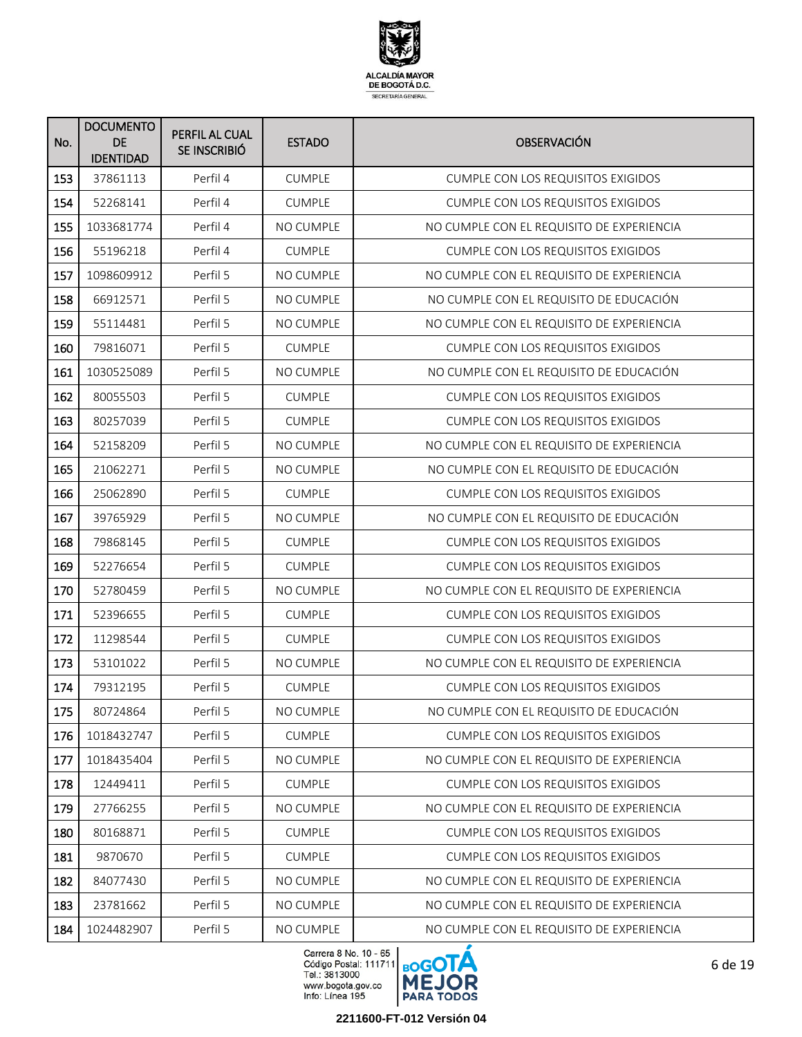| No. | DOCUMENTO DE IDENTIDAD | PERFIL AL CUAL SE INSCRIBIÓ | ESTADO | OBSERVACIÓN |
|---|---|---|---|---|
| 153 | 37861113 | Perfil 4 | CUMPLE | CUMPLE CON LOS REQUISITOS EXIGIDOS |
| 154 | 52268141 | Perfil 4 | CUMPLE | CUMPLE CON LOS REQUISITOS EXIGIDOS |
| 155 | 1033681774 | Perfil 4 | NO CUMPLE | NO CUMPLE CON EL REQUISITO DE EXPERIENCIA |
| 156 | 55196218 | Perfil 4 | CUMPLE | CUMPLE CON LOS REQUISITOS EXIGIDOS |
| 157 | 1098609912 | Perfil 5 | NO CUMPLE | NO CUMPLE CON EL REQUISITO DE EXPERIENCIA |
| 158 | 66912571 | Perfil 5 | NO CUMPLE | NO CUMPLE CON EL REQUISITO DE EDUCACIÓN |
| 159 | 55114481 | Perfil 5 | NO CUMPLE | NO CUMPLE CON EL REQUISITO DE EXPERIENCIA |
| 160 | 79816071 | Perfil 5 | CUMPLE | CUMPLE CON LOS REQUISITOS EXIGIDOS |
| 161 | 1030525089 | Perfil 5 | NO CUMPLE | NO CUMPLE CON EL REQUISITO DE EDUCACIÓN |
| 162 | 80055503 | Perfil 5 | CUMPLE | CUMPLE CON LOS REQUISITOS EXIGIDOS |
| 163 | 80257039 | Perfil 5 | CUMPLE | CUMPLE CON LOS REQUISITOS EXIGIDOS |
| 164 | 52158209 | Perfil 5 | NO CUMPLE | NO CUMPLE CON EL REQUISITO DE EXPERIENCIA |
| 165 | 21062271 | Perfil 5 | NO CUMPLE | NO CUMPLE CON EL REQUISITO DE EDUCACIÓN |
| 166 | 25062890 | Perfil 5 | CUMPLE | CUMPLE CON LOS REQUISITOS EXIGIDOS |
| 167 | 39765929 | Perfil 5 | NO CUMPLE | NO CUMPLE CON EL REQUISITO DE EDUCACIÓN |
| 168 | 79868145 | Perfil 5 | CUMPLE | CUMPLE CON LOS REQUISITOS EXIGIDOS |
| 169 | 52276654 | Perfil 5 | CUMPLE | CUMPLE CON LOS REQUISITOS EXIGIDOS |
| 170 | 52780459 | Perfil 5 | NO CUMPLE | NO CUMPLE CON EL REQUISITO DE EXPERIENCIA |
| 171 | 52396655 | Perfil 5 | CUMPLE | CUMPLE CON LOS REQUISITOS EXIGIDOS |
| 172 | 11298544 | Perfil 5 | CUMPLE | CUMPLE CON LOS REQUISITOS EXIGIDOS |
| 173 | 53101022 | Perfil 5 | NO CUMPLE | NO CUMPLE CON EL REQUISITO DE EXPERIENCIA |
| 174 | 79312195 | Perfil 5 | CUMPLE | CUMPLE CON LOS REQUISITOS EXIGIDOS |
| 175 | 80724864 | Perfil 5 | NO CUMPLE | NO CUMPLE CON EL REQUISITO DE EDUCACIÓN |
| 176 | 1018432747 | Perfil 5 | CUMPLE | CUMPLE CON LOS REQUISITOS EXIGIDOS |
| 177 | 1018435404 | Perfil 5 | NO CUMPLE | NO CUMPLE CON EL REQUISITO DE EXPERIENCIA |
| 178 | 12449411 | Perfil 5 | CUMPLE | CUMPLE CON LOS REQUISITOS EXIGIDOS |
| 179 | 27766255 | Perfil 5 | NO CUMPLE | NO CUMPLE CON EL REQUISITO DE EXPERIENCIA |
| 180 | 80168871 | Perfil 5 | CUMPLE | CUMPLE CON LOS REQUISITOS EXIGIDOS |
| 181 | 9870670 | Perfil 5 | CUMPLE | CUMPLE CON LOS REQUISITOS EXIGIDOS |
| 182 | 84077430 | Perfil 5 | NO CUMPLE | NO CUMPLE CON EL REQUISITO DE EXPERIENCIA |
| 183 | 23781662 | Perfil 5 | NO CUMPLE | NO CUMPLE CON EL REQUISITO DE EXPERIENCIA |
| 184 | 1024482907 | Perfil 5 | NO CUMPLE | NO CUMPLE CON EL REQUISITO DE EXPERIENCIA |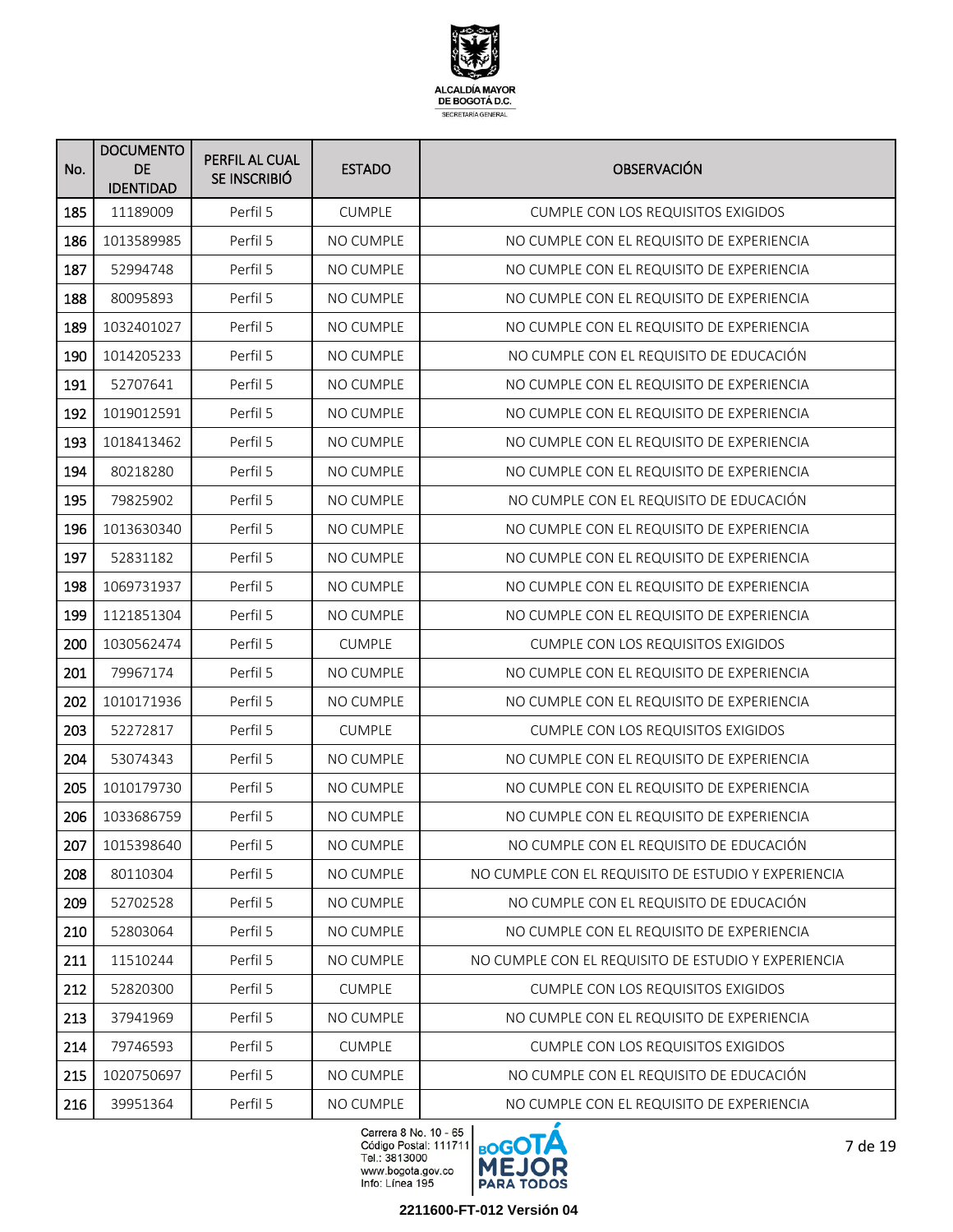| No. | DOCUMENTO DE IDENTIDAD | PERFIL AL CUAL SE INSCRIBIÓ | ESTADO | OBSERVACIÓN |
|---|---|---|---|---|
| 185 | 11189009 | Perfil 5 | CUMPLE | CUMPLE CON LOS REQUISITOS EXIGIDOS |
| 186 | 1013589985 | Perfil 5 | NO CUMPLE | NO CUMPLE CON EL REQUISITO DE EXPERIENCIA |
| 187 | 52994748 | Perfil 5 | NO CUMPLE | NO CUMPLE CON EL REQUISITO DE EXPERIENCIA |
| 188 | 80095893 | Perfil 5 | NO CUMPLE | NO CUMPLE CON EL REQUISITO DE EXPERIENCIA |
| 189 | 1032401027 | Perfil 5 | NO CUMPLE | NO CUMPLE CON EL REQUISITO DE EXPERIENCIA |
| 190 | 1014205233 | Perfil 5 | NO CUMPLE | NO CUMPLE CON EL REQUISITO DE EDUCACIÓN |
| 191 | 52707641 | Perfil 5 | NO CUMPLE | NO CUMPLE CON EL REQUISITO DE EXPERIENCIA |
| 192 | 1019012591 | Perfil 5 | NO CUMPLE | NO CUMPLE CON EL REQUISITO DE EXPERIENCIA |
| 193 | 1018413462 | Perfil 5 | NO CUMPLE | NO CUMPLE CON EL REQUISITO DE EXPERIENCIA |
| 194 | 80218280 | Perfil 5 | NO CUMPLE | NO CUMPLE CON EL REQUISITO DE EXPERIENCIA |
| 195 | 79825902 | Perfil 5 | NO CUMPLE | NO CUMPLE CON EL REQUISITO DE EDUCACIÓN |
| 196 | 1013630340 | Perfil 5 | NO CUMPLE | NO CUMPLE CON EL REQUISITO DE EXPERIENCIA |
| 197 | 52831182 | Perfil 5 | NO CUMPLE | NO CUMPLE CON EL REQUISITO DE EXPERIENCIA |
| 198 | 1069731937 | Perfil 5 | NO CUMPLE | NO CUMPLE CON EL REQUISITO DE EXPERIENCIA |
| 199 | 1121851304 | Perfil 5 | NO CUMPLE | NO CUMPLE CON EL REQUISITO DE EXPERIENCIA |
| 200 | 1030562474 | Perfil 5 | CUMPLE | CUMPLE CON LOS REQUISITOS EXIGIDOS |
| 201 | 79967174 | Perfil 5 | NO CUMPLE | NO CUMPLE CON EL REQUISITO DE EXPERIENCIA |
| 202 | 1010171936 | Perfil 5 | NO CUMPLE | NO CUMPLE CON EL REQUISITO DE EXPERIENCIA |
| 203 | 52272817 | Perfil 5 | CUMPLE | CUMPLE CON LOS REQUISITOS EXIGIDOS |
| 204 | 53074343 | Perfil 5 | NO CUMPLE | NO CUMPLE CON EL REQUISITO DE EXPERIENCIA |
| 205 | 1010179730 | Perfil 5 | NO CUMPLE | NO CUMPLE CON EL REQUISITO DE EXPERIENCIA |
| 206 | 1033686759 | Perfil 5 | NO CUMPLE | NO CUMPLE CON EL REQUISITO DE EXPERIENCIA |
| 207 | 1015398640 | Perfil 5 | NO CUMPLE | NO CUMPLE CON EL REQUISITO DE EDUCACIÓN |
| 208 | 80110304 | Perfil 5 | NO CUMPLE | NO CUMPLE CON EL REQUISITO DE ESTUDIO Y EXPERIENCIA |
| 209 | 52702528 | Perfil 5 | NO CUMPLE | NO CUMPLE CON EL REQUISITO DE EDUCACIÓN |
| 210 | 52803064 | Perfil 5 | NO CUMPLE | NO CUMPLE CON EL REQUISITO DE EXPERIENCIA |
| 211 | 11510244 | Perfil 5 | NO CUMPLE | NO CUMPLE CON EL REQUISITO DE ESTUDIO Y EXPERIENCIA |
| 212 | 52820300 | Perfil 5 | CUMPLE | CUMPLE CON LOS REQUISITOS EXIGIDOS |
| 213 | 37941969 | Perfil 5 | NO CUMPLE | NO CUMPLE CON EL REQUISITO DE EXPERIENCIA |
| 214 | 79746593 | Perfil 5 | CUMPLE | CUMPLE CON LOS REQUISITOS EXIGIDOS |
| 215 | 1020750697 | Perfil 5 | NO CUMPLE | NO CUMPLE CON EL REQUISITO DE EDUCACIÓN |
| 216 | 39951364 | Perfil 5 | NO CUMPLE | NO CUMPLE CON EL REQUISITO DE EXPERIENCIA |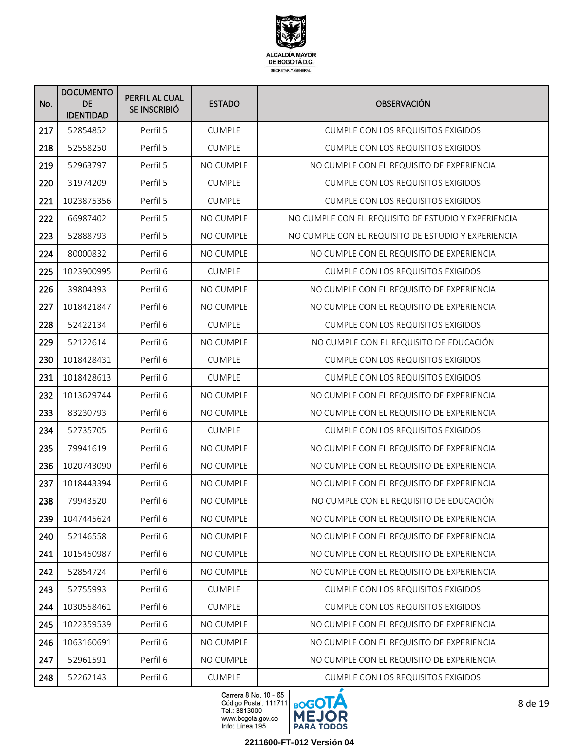| No. | DOCUMENTO DE IDENTIDAD | PERFIL AL CUAL SE INSCRIBIÓ | ESTADO | OBSERVACIÓN |
|---|---|---|---|---|
| 217 | 52854852 | Perfil 5 | CUMPLE | CUMPLE CON LOS REQUISITOS EXIGIDOS |
| 218 | 52558250 | Perfil 5 | CUMPLE | CUMPLE CON LOS REQUISITOS EXIGIDOS |
| 219 | 52963797 | Perfil 5 | NO CUMPLE | NO CUMPLE CON EL REQUISITO DE EXPERIENCIA |
| 220 | 31974209 | Perfil 5 | CUMPLE | CUMPLE CON LOS REQUISITOS EXIGIDOS |
| 221 | 1023875356 | Perfil 5 | CUMPLE | CUMPLE CON LOS REQUISITOS EXIGIDOS |
| 222 | 66987402 | Perfil 5 | NO CUMPLE | NO CUMPLE CON EL REQUISITO DE ESTUDIO Y EXPERIENCIA |
| 223 | 52888793 | Perfil 5 | NO CUMPLE | NO CUMPLE CON EL REQUISITO DE ESTUDIO Y EXPERIENCIA |
| 224 | 80000832 | Perfil 6 | NO CUMPLE | NO CUMPLE CON EL REQUISITO DE EXPERIENCIA |
| 225 | 1023900995 | Perfil 6 | CUMPLE | CUMPLE CON LOS REQUISITOS EXIGIDOS |
| 226 | 39804393 | Perfil 6 | NO CUMPLE | NO CUMPLE CON EL REQUISITO DE EXPERIENCIA |
| 227 | 1018421847 | Perfil 6 | NO CUMPLE | NO CUMPLE CON EL REQUISITO DE EXPERIENCIA |
| 228 | 52422134 | Perfil 6 | CUMPLE | CUMPLE CON LOS REQUISITOS EXIGIDOS |
| 229 | 52122614 | Perfil 6 | NO CUMPLE | NO CUMPLE CON EL REQUISITO DE EDUCACIÓN |
| 230 | 1018428431 | Perfil 6 | CUMPLE | CUMPLE CON LOS REQUISITOS EXIGIDOS |
| 231 | 1018428613 | Perfil 6 | CUMPLE | CUMPLE CON LOS REQUISITOS EXIGIDOS |
| 232 | 1013629744 | Perfil 6 | NO CUMPLE | NO CUMPLE CON EL REQUISITO DE EXPERIENCIA |
| 233 | 83230793 | Perfil 6 | NO CUMPLE | NO CUMPLE CON EL REQUISITO DE EXPERIENCIA |
| 234 | 52735705 | Perfil 6 | CUMPLE | CUMPLE CON LOS REQUISITOS EXIGIDOS |
| 235 | 79941619 | Perfil 6 | NO CUMPLE | NO CUMPLE CON EL REQUISITO DE EXPERIENCIA |
| 236 | 1020743090 | Perfil 6 | NO CUMPLE | NO CUMPLE CON EL REQUISITO DE EXPERIENCIA |
| 237 | 1018443394 | Perfil 6 | NO CUMPLE | NO CUMPLE CON EL REQUISITO DE EXPERIENCIA |
| 238 | 79943520 | Perfil 6 | NO CUMPLE | NO CUMPLE CON EL REQUISITO DE EDUCACIÓN |
| 239 | 1047445624 | Perfil 6 | NO CUMPLE | NO CUMPLE CON EL REQUISITO DE EXPERIENCIA |
| 240 | 52146558 | Perfil 6 | NO CUMPLE | NO CUMPLE CON EL REQUISITO DE EXPERIENCIA |
| 241 | 1015450987 | Perfil 6 | NO CUMPLE | NO CUMPLE CON EL REQUISITO DE EXPERIENCIA |
| 242 | 52854724 | Perfil 6 | NO CUMPLE | NO CUMPLE CON EL REQUISITO DE EXPERIENCIA |
| 243 | 52755993 | Perfil 6 | CUMPLE | CUMPLE CON LOS REQUISITOS EXIGIDOS |
| 244 | 1030558461 | Perfil 6 | CUMPLE | CUMPLE CON LOS REQUISITOS EXIGIDOS |
| 245 | 1022359539 | Perfil 6 | NO CUMPLE | NO CUMPLE CON EL REQUISITO DE EXPERIENCIA |
| 246 | 1063160691 | Perfil 6 | NO CUMPLE | NO CUMPLE CON EL REQUISITO DE EXPERIENCIA |
| 247 | 52961591 | Perfil 6 | NO CUMPLE | NO CUMPLE CON EL REQUISITO DE EXPERIENCIA |
| 248 | 52262143 | Perfil 6 | CUMPLE | CUMPLE CON LOS REQUISITOS EXIGIDOS |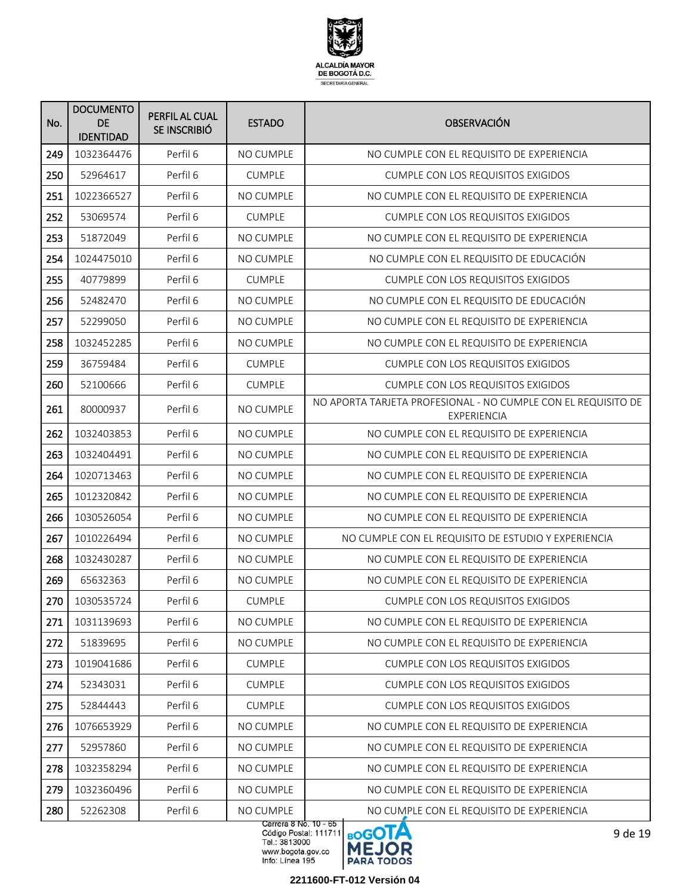| No. | DOCUMENTO DE IDENTIDAD | PERFIL AL CUAL SE INSCRIBIÓ | ESTADO | OBSERVACIÓN |
|---|---|---|---|---|
| 249 | 1032364476 | Perfil 6 | NO CUMPLE | NO CUMPLE CON EL REQUISITO DE EXPERIENCIA |
| 250 | 52964617 | Perfil 6 | CUMPLE | CUMPLE CON LOS REQUISITOS EXIGIDOS |
| 251 | 1022366527 | Perfil 6 | NO CUMPLE | NO CUMPLE CON EL REQUISITO DE EXPERIENCIA |
| 252 | 53069574 | Perfil 6 | CUMPLE | CUMPLE CON LOS REQUISITOS EXIGIDOS |
| 253 | 51872049 | Perfil 6 | NO CUMPLE | NO CUMPLE CON EL REQUISITO DE EXPERIENCIA |
| 254 | 1024475010 | Perfil 6 | NO CUMPLE | NO CUMPLE CON EL REQUISITO DE EDUCACIÓN |
| 255 | 40779899 | Perfil 6 | CUMPLE | CUMPLE CON LOS REQUISITOS EXIGIDOS |
| 256 | 52482470 | Perfil 6 | NO CUMPLE | NO CUMPLE CON EL REQUISITO DE EDUCACIÓN |
| 257 | 52299050 | Perfil 6 | NO CUMPLE | NO CUMPLE CON EL REQUISITO DE EXPERIENCIA |
| 258 | 1032452285 | Perfil 6 | NO CUMPLE | NO CUMPLE CON EL REQUISITO DE EXPERIENCIA |
| 259 | 36759484 | Perfil 6 | CUMPLE | CUMPLE CON LOS REQUISITOS EXIGIDOS |
| 260 | 52100666 | Perfil 6 | CUMPLE | CUMPLE CON LOS REQUISITOS EXIGIDOS |
| 261 | 80000937 | Perfil 6 | NO CUMPLE | NO APORTA TARJETA PROFESIONAL - NO CUMPLE CON EL REQUISITO DE EXPERIENCIA |
| 262 | 1032403853 | Perfil 6 | NO CUMPLE | NO CUMPLE CON EL REQUISITO DE EXPERIENCIA |
| 263 | 1032404491 | Perfil 6 | NO CUMPLE | NO CUMPLE CON EL REQUISITO DE EXPERIENCIA |
| 264 | 1020713463 | Perfil 6 | NO CUMPLE | NO CUMPLE CON EL REQUISITO DE EXPERIENCIA |
| 265 | 1012320842 | Perfil 6 | NO CUMPLE | NO CUMPLE CON EL REQUISITO DE EXPERIENCIA |
| 266 | 1030526054 | Perfil 6 | NO CUMPLE | NO CUMPLE CON EL REQUISITO DE EXPERIENCIA |
| 267 | 1010226494 | Perfil 6 | NO CUMPLE | NO CUMPLE CON EL REQUISITO DE ESTUDIO Y EXPERIENCIA |
| 268 | 1032430287 | Perfil 6 | NO CUMPLE | NO CUMPLE CON EL REQUISITO DE EXPERIENCIA |
| 269 | 65632363 | Perfil 6 | NO CUMPLE | NO CUMPLE CON EL REQUISITO DE EXPERIENCIA |
| 270 | 1030535724 | Perfil 6 | CUMPLE | CUMPLE CON LOS REQUISITOS EXIGIDOS |
| 271 | 1031139693 | Perfil 6 | NO CUMPLE | NO CUMPLE CON EL REQUISITO DE EXPERIENCIA |
| 272 | 51839695 | Perfil 6 | NO CUMPLE | NO CUMPLE CON EL REQUISITO DE EXPERIENCIA |
| 273 | 1019041686 | Perfil 6 | CUMPLE | CUMPLE CON LOS REQUISITOS EXIGIDOS |
| 274 | 52343031 | Perfil 6 | CUMPLE | CUMPLE CON LOS REQUISITOS EXIGIDOS |
| 275 | 52844443 | Perfil 6 | CUMPLE | CUMPLE CON LOS REQUISITOS EXIGIDOS |
| 276 | 1076653929 | Perfil 6 | NO CUMPLE | NO CUMPLE CON EL REQUISITO DE EXPERIENCIA |
| 277 | 52957860 | Perfil 6 | NO CUMPLE | NO CUMPLE CON EL REQUISITO DE EXPERIENCIA |
| 278 | 1032358294 | Perfil 6 | NO CUMPLE | NO CUMPLE CON EL REQUISITO DE EXPERIENCIA |
| 279 | 1032360496 | Perfil 6 | NO CUMPLE | NO CUMPLE CON EL REQUISITO DE EXPERIENCIA |
| 280 | 52262308 | Perfil 6 | NO CUMPLE | NO CUMPLE CON EL REQUISITO DE EXPERIENCIA |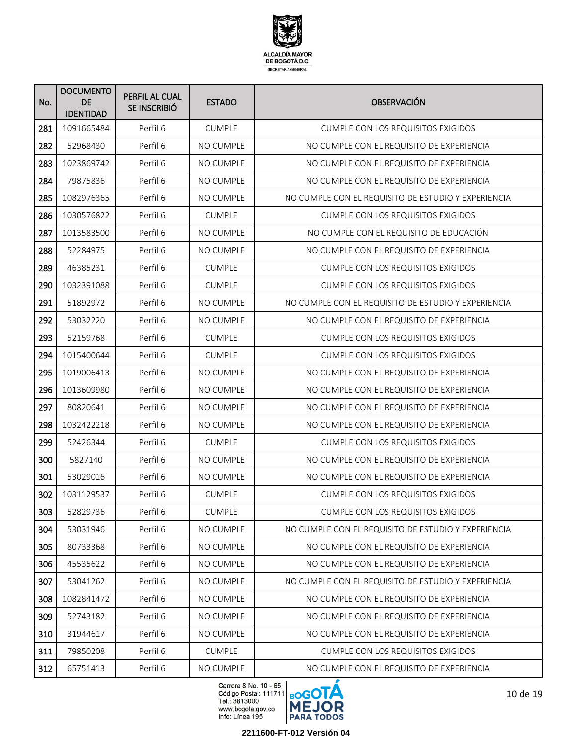| No. | DOCUMENTO DE IDENTIDAD | PERFIL AL CUAL SE INSCRIBIÓ | ESTADO | OBSERVACIÓN |
|---|---|---|---|---|
| 281 | 1091665484 | Perfil 6 | CUMPLE | CUMPLE CON LOS REQUISITOS EXIGIDOS |
| 282 | 52968430 | Perfil 6 | NO CUMPLE | NO CUMPLE CON EL REQUISITO DE EXPERIENCIA |
| 283 | 1023869742 | Perfil 6 | NO CUMPLE | NO CUMPLE CON EL REQUISITO DE EXPERIENCIA |
| 284 | 79875836 | Perfil 6 | NO CUMPLE | NO CUMPLE CON EL REQUISITO DE EXPERIENCIA |
| 285 | 1082976365 | Perfil 6 | NO CUMPLE | NO CUMPLE CON EL REQUISITO DE ESTUDIO Y EXPERIENCIA |
| 286 | 1030576822 | Perfil 6 | CUMPLE | CUMPLE CON LOS REQUISITOS EXIGIDOS |
| 287 | 1013583500 | Perfil 6 | NO CUMPLE | NO CUMPLE CON EL REQUISITO DE EDUCACIÓN |
| 288 | 52284975 | Perfil 6 | NO CUMPLE | NO CUMPLE CON EL REQUISITO DE EXPERIENCIA |
| 289 | 46385231 | Perfil 6 | CUMPLE | CUMPLE CON LOS REQUISITOS EXIGIDOS |
| 290 | 1032391088 | Perfil 6 | CUMPLE | CUMPLE CON LOS REQUISITOS EXIGIDOS |
| 291 | 51892972 | Perfil 6 | NO CUMPLE | NO CUMPLE CON EL REQUISITO DE ESTUDIO Y EXPERIENCIA |
| 292 | 53032220 | Perfil 6 | NO CUMPLE | NO CUMPLE CON EL REQUISITO DE EXPERIENCIA |
| 293 | 52159768 | Perfil 6 | CUMPLE | CUMPLE CON LOS REQUISITOS EXIGIDOS |
| 294 | 1015400644 | Perfil 6 | CUMPLE | CUMPLE CON LOS REQUISITOS EXIGIDOS |
| 295 | 1019006413 | Perfil 6 | NO CUMPLE | NO CUMPLE CON EL REQUISITO DE EXPERIENCIA |
| 296 | 1013609980 | Perfil 6 | NO CUMPLE | NO CUMPLE CON EL REQUISITO DE EXPERIENCIA |
| 297 | 80820641 | Perfil 6 | NO CUMPLE | NO CUMPLE CON EL REQUISITO DE EXPERIENCIA |
| 298 | 1032422218 | Perfil 6 | NO CUMPLE | NO CUMPLE CON EL REQUISITO DE EXPERIENCIA |
| 299 | 52426344 | Perfil 6 | CUMPLE | CUMPLE CON LOS REQUISITOS EXIGIDOS |
| 300 | 5827140 | Perfil 6 | NO CUMPLE | NO CUMPLE CON EL REQUISITO DE EXPERIENCIA |
| 301 | 53029016 | Perfil 6 | NO CUMPLE | NO CUMPLE CON EL REQUISITO DE EXPERIENCIA |
| 302 | 1031129537 | Perfil 6 | CUMPLE | CUMPLE CON LOS REQUISITOS EXIGIDOS |
| 303 | 52829736 | Perfil 6 | CUMPLE | CUMPLE CON LOS REQUISITOS EXIGIDOS |
| 304 | 53031946 | Perfil 6 | NO CUMPLE | NO CUMPLE CON EL REQUISITO DE ESTUDIO Y EXPERIENCIA |
| 305 | 80733368 | Perfil 6 | NO CUMPLE | NO CUMPLE CON EL REQUISITO DE EXPERIENCIA |
| 306 | 45535622 | Perfil 6 | NO CUMPLE | NO CUMPLE CON EL REQUISITO DE EXPERIENCIA |
| 307 | 53041262 | Perfil 6 | NO CUMPLE | NO CUMPLE CON EL REQUISITO DE ESTUDIO Y EXPERIENCIA |
| 308 | 1082841472 | Perfil 6 | NO CUMPLE | NO CUMPLE CON EL REQUISITO DE EXPERIENCIA |
| 309 | 52743182 | Perfil 6 | NO CUMPLE | NO CUMPLE CON EL REQUISITO DE EXPERIENCIA |
| 310 | 31944617 | Perfil 6 | NO CUMPLE | NO CUMPLE CON EL REQUISITO DE EXPERIENCIA |
| 311 | 79850208 | Perfil 6 | CUMPLE | CUMPLE CON LOS REQUISITOS EXIGIDOS |
| 312 | 65751413 | Perfil 6 | NO CUMPLE | NO CUMPLE CON EL REQUISITO DE EXPERIENCIA |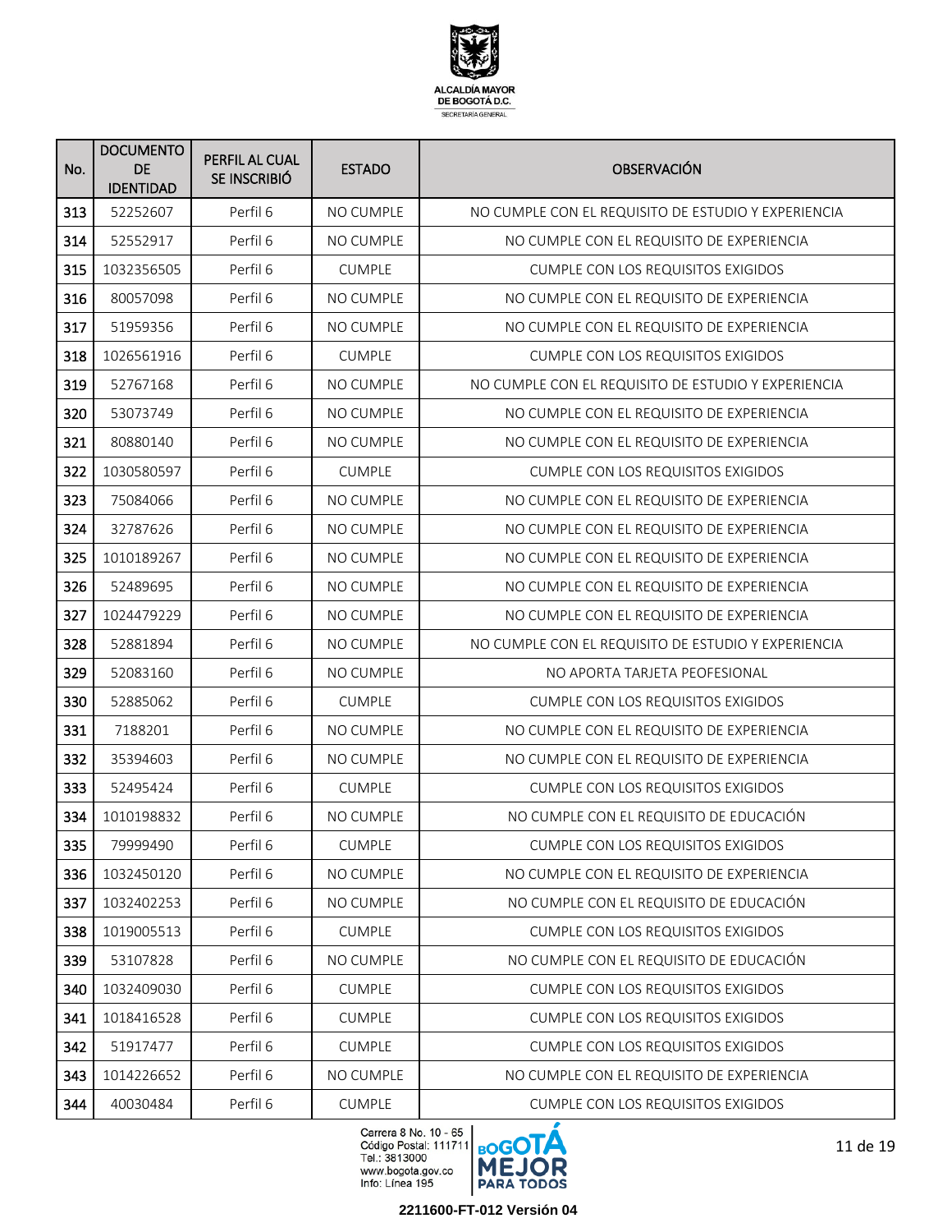| No. | DOCUMENTO DE IDENTIDAD | PERFIL AL CUAL SE INSCRIBIÓ | ESTADO | OBSERVACIÓN |
|---|---|---|---|---|
| 313 | 52252607 | Perfil 6 | NO CUMPLE | NO CUMPLE CON EL REQUISITO DE ESTUDIO Y EXPERIENCIA |
| 314 | 52552917 | Perfil 6 | NO CUMPLE | NO CUMPLE CON EL REQUISITO DE EXPERIENCIA |
| 315 | 1032356505 | Perfil 6 | CUMPLE | CUMPLE CON LOS REQUISITOS EXIGIDOS |
| 316 | 80057098 | Perfil 6 | NO CUMPLE | NO CUMPLE CON EL REQUISITO DE EXPERIENCIA |
| 317 | 51959356 | Perfil 6 | NO CUMPLE | NO CUMPLE CON EL REQUISITO DE EXPERIENCIA |
| 318 | 1026561916 | Perfil 6 | CUMPLE | CUMPLE CON LOS REQUISITOS EXIGIDOS |
| 319 | 52767168 | Perfil 6 | NO CUMPLE | NO CUMPLE CON EL REQUISITO DE ESTUDIO Y EXPERIENCIA |
| 320 | 53073749 | Perfil 6 | NO CUMPLE | NO CUMPLE CON EL REQUISITO DE EXPERIENCIA |
| 321 | 80880140 | Perfil 6 | NO CUMPLE | NO CUMPLE CON EL REQUISITO DE EXPERIENCIA |
| 322 | 1030580597 | Perfil 6 | CUMPLE | CUMPLE CON LOS REQUISITOS EXIGIDOS |
| 323 | 75084066 | Perfil 6 | NO CUMPLE | NO CUMPLE CON EL REQUISITO DE EXPERIENCIA |
| 324 | 32787626 | Perfil 6 | NO CUMPLE | NO CUMPLE CON EL REQUISITO DE EXPERIENCIA |
| 325 | 1010189267 | Perfil 6 | NO CUMPLE | NO CUMPLE CON EL REQUISITO DE EXPERIENCIA |
| 326 | 52489695 | Perfil 6 | NO CUMPLE | NO CUMPLE CON EL REQUISITO DE EXPERIENCIA |
| 327 | 1024479229 | Perfil 6 | NO CUMPLE | NO CUMPLE CON EL REQUISITO DE EXPERIENCIA |
| 328 | 52881894 | Perfil 6 | NO CUMPLE | NO CUMPLE CON EL REQUISITO DE ESTUDIO Y EXPERIENCIA |
| 329 | 52083160 | Perfil 6 | NO CUMPLE | NO APORTA TARJETA PEOFESIONAL |
| 330 | 52885062 | Perfil 6 | CUMPLE | CUMPLE CON LOS REQUISITOS EXIGIDOS |
| 331 | 7188201 | Perfil 6 | NO CUMPLE | NO CUMPLE CON EL REQUISITO DE EXPERIENCIA |
| 332 | 35394603 | Perfil 6 | NO CUMPLE | NO CUMPLE CON EL REQUISITO DE EXPERIENCIA |
| 333 | 52495424 | Perfil 6 | CUMPLE | CUMPLE CON LOS REQUISITOS EXIGIDOS |
| 334 | 1010198832 | Perfil 6 | NO CUMPLE | NO CUMPLE CON EL REQUISITO DE EDUCACIÓN |
| 335 | 79999490 | Perfil 6 | CUMPLE | CUMPLE CON LOS REQUISITOS EXIGIDOS |
| 336 | 1032450120 | Perfil 6 | NO CUMPLE | NO CUMPLE CON EL REQUISITO DE EXPERIENCIA |
| 337 | 1032402253 | Perfil 6 | NO CUMPLE | NO CUMPLE CON EL REQUISITO DE EDUCACIÓN |
| 338 | 1019005513 | Perfil 6 | CUMPLE | CUMPLE CON LOS REQUISITOS EXIGIDOS |
| 339 | 53107828 | Perfil 6 | NO CUMPLE | NO CUMPLE CON EL REQUISITO DE EDUCACIÓN |
| 340 | 1032409030 | Perfil 6 | CUMPLE | CUMPLE CON LOS REQUISITOS EXIGIDOS |
| 341 | 1018416528 | Perfil 6 | CUMPLE | CUMPLE CON LOS REQUISITOS EXIGIDOS |
| 342 | 51917477 | Perfil 6 | CUMPLE | CUMPLE CON LOS REQUISITOS EXIGIDOS |
| 343 | 1014226652 | Perfil 6 | NO CUMPLE | NO CUMPLE CON EL REQUISITO DE EXPERIENCIA |
| 344 | 40030484 | Perfil 6 | CUMPLE | CUMPLE CON LOS REQUISITOS EXIGIDOS |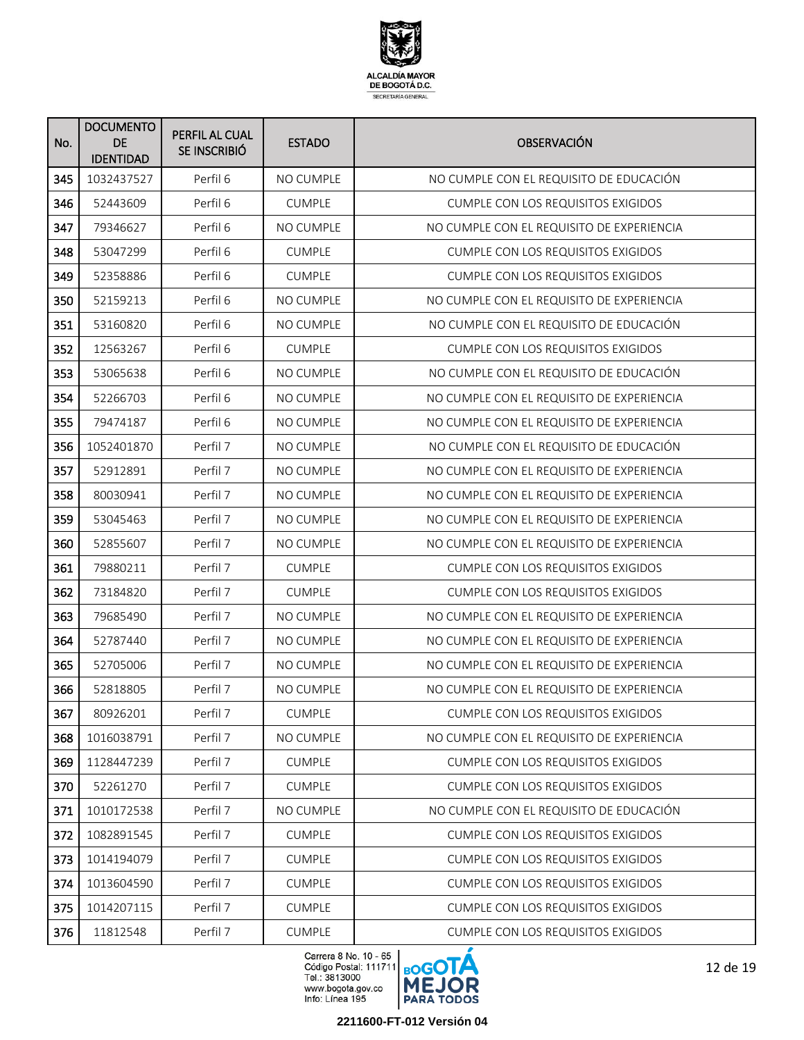| No. | DOCUMENTO DE IDENTIDAD | PERFIL AL CUAL SE INSCRIBIÓ | ESTADO | OBSERVACIÓN |
|---|---|---|---|---|
| 345 | 1032437527 | Perfil 6 | NO CUMPLE | NO CUMPLE CON EL REQUISITO DE EDUCACIÓN |
| 346 | 52443609 | Perfil 6 | CUMPLE | CUMPLE CON LOS REQUISITOS EXIGIDOS |
| 347 | 79346627 | Perfil 6 | NO CUMPLE | NO CUMPLE CON EL REQUISITO DE EXPERIENCIA |
| 348 | 53047299 | Perfil 6 | CUMPLE | CUMPLE CON LOS REQUISITOS EXIGIDOS |
| 349 | 52358886 | Perfil 6 | CUMPLE | CUMPLE CON LOS REQUISITOS EXIGIDOS |
| 350 | 52159213 | Perfil 6 | NO CUMPLE | NO CUMPLE CON EL REQUISITO DE EXPERIENCIA |
| 351 | 53160820 | Perfil 6 | NO CUMPLE | NO CUMPLE CON EL REQUISITO DE EDUCACIÓN |
| 352 | 12563267 | Perfil 6 | CUMPLE | CUMPLE CON LOS REQUISITOS EXIGIDOS |
| 353 | 53065638 | Perfil 6 | NO CUMPLE | NO CUMPLE CON EL REQUISITO DE EDUCACIÓN |
| 354 | 52266703 | Perfil 6 | NO CUMPLE | NO CUMPLE CON EL REQUISITO DE EXPERIENCIA |
| 355 | 79474187 | Perfil 6 | NO CUMPLE | NO CUMPLE CON EL REQUISITO DE EXPERIENCIA |
| 356 | 1052401870 | Perfil 7 | NO CUMPLE | NO CUMPLE CON EL REQUISITO DE EDUCACIÓN |
| 357 | 52912891 | Perfil 7 | NO CUMPLE | NO CUMPLE CON EL REQUISITO DE EXPERIENCIA |
| 358 | 80030941 | Perfil 7 | NO CUMPLE | NO CUMPLE CON EL REQUISITO DE EXPERIENCIA |
| 359 | 53045463 | Perfil 7 | NO CUMPLE | NO CUMPLE CON EL REQUISITO DE EXPERIENCIA |
| 360 | 52855607 | Perfil 7 | NO CUMPLE | NO CUMPLE CON EL REQUISITO DE EXPERIENCIA |
| 361 | 79880211 | Perfil 7 | CUMPLE | CUMPLE CON LOS REQUISITOS EXIGIDOS |
| 362 | 73184820 | Perfil 7 | CUMPLE | CUMPLE CON LOS REQUISITOS EXIGIDOS |
| 363 | 79685490 | Perfil 7 | NO CUMPLE | NO CUMPLE CON EL REQUISITO DE EXPERIENCIA |
| 364 | 52787440 | Perfil 7 | NO CUMPLE | NO CUMPLE CON EL REQUISITO DE EXPERIENCIA |
| 365 | 52705006 | Perfil 7 | NO CUMPLE | NO CUMPLE CON EL REQUISITO DE EXPERIENCIA |
| 366 | 52818805 | Perfil 7 | NO CUMPLE | NO CUMPLE CON EL REQUISITO DE EXPERIENCIA |
| 367 | 80926201 | Perfil 7 | CUMPLE | CUMPLE CON LOS REQUISITOS EXIGIDOS |
| 368 | 1016038791 | Perfil 7 | NO CUMPLE | NO CUMPLE CON EL REQUISITO DE EXPERIENCIA |
| 369 | 1128447239 | Perfil 7 | CUMPLE | CUMPLE CON LOS REQUISITOS EXIGIDOS |
| 370 | 52261270 | Perfil 7 | CUMPLE | CUMPLE CON LOS REQUISITOS EXIGIDOS |
| 371 | 1010172538 | Perfil 7 | NO CUMPLE | NO CUMPLE CON EL REQUISITO DE EDUCACIÓN |
| 372 | 1082891545 | Perfil 7 | CUMPLE | CUMPLE CON LOS REQUISITOS EXIGIDOS |
| 373 | 1014194079 | Perfil 7 | CUMPLE | CUMPLE CON LOS REQUISITOS EXIGIDOS |
| 374 | 1013604590 | Perfil 7 | CUMPLE | CUMPLE CON LOS REQUISITOS EXIGIDOS |
| 375 | 1014207115 | Perfil 7 | CUMPLE | CUMPLE CON LOS REQUISITOS EXIGIDOS |
| 376 | 11812548 | Perfil 7 | CUMPLE | CUMPLE CON LOS REQUISITOS EXIGIDOS |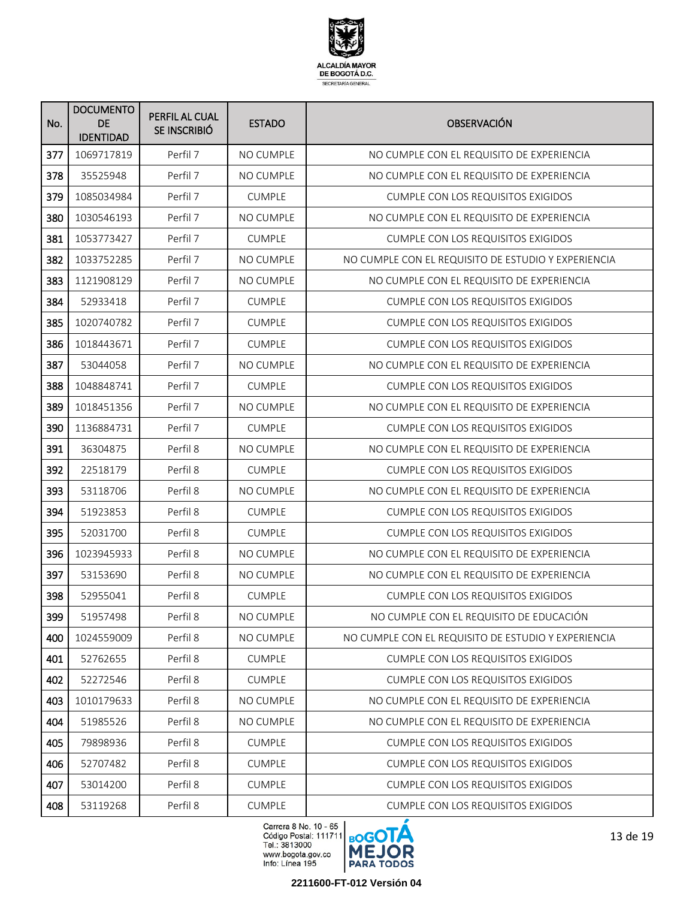| No. | DOCUMENTO DE IDENTIDAD | PERFIL AL CUAL SE INSCRIBIÓ | ESTADO | OBSERVACIÓN |
|---|---|---|---|---|
| 377 | 1069717819 | Perfil 7 | NO CUMPLE | NO CUMPLE CON EL REQUISITO DE EXPERIENCIA |
| 378 | 35525948 | Perfil 7 | NO CUMPLE | NO CUMPLE CON EL REQUISITO DE EXPERIENCIA |
| 379 | 1085034984 | Perfil 7 | CUMPLE | CUMPLE CON LOS REQUISITOS EXIGIDOS |
| 380 | 1030546193 | Perfil 7 | NO CUMPLE | NO CUMPLE CON EL REQUISITO DE EXPERIENCIA |
| 381 | 1053773427 | Perfil 7 | CUMPLE | CUMPLE CON LOS REQUISITOS EXIGIDOS |
| 382 | 1033752285 | Perfil 7 | NO CUMPLE | NO CUMPLE CON EL REQUISITO DE ESTUDIO Y EXPERIENCIA |
| 383 | 1121908129 | Perfil 7 | NO CUMPLE | NO CUMPLE CON EL REQUISITO DE EXPERIENCIA |
| 384 | 52933418 | Perfil 7 | CUMPLE | CUMPLE CON LOS REQUISITOS EXIGIDOS |
| 385 | 1020740782 | Perfil 7 | CUMPLE | CUMPLE CON LOS REQUISITOS EXIGIDOS |
| 386 | 1018443671 | Perfil 7 | CUMPLE | CUMPLE CON LOS REQUISITOS EXIGIDOS |
| 387 | 53044058 | Perfil 7 | NO CUMPLE | NO CUMPLE CON EL REQUISITO DE EXPERIENCIA |
| 388 | 1048848741 | Perfil 7 | CUMPLE | CUMPLE CON LOS REQUISITOS EXIGIDOS |
| 389 | 1018451356 | Perfil 7 | NO CUMPLE | NO CUMPLE CON EL REQUISITO DE EXPERIENCIA |
| 390 | 1136884731 | Perfil 7 | CUMPLE | CUMPLE CON LOS REQUISITOS EXIGIDOS |
| 391 | 36304875 | Perfil 8 | NO CUMPLE | NO CUMPLE CON EL REQUISITO DE EXPERIENCIA |
| 392 | 22518179 | Perfil 8 | CUMPLE | CUMPLE CON LOS REQUISITOS EXIGIDOS |
| 393 | 53118706 | Perfil 8 | NO CUMPLE | NO CUMPLE CON EL REQUISITO DE EXPERIENCIA |
| 394 | 51923853 | Perfil 8 | CUMPLE | CUMPLE CON LOS REQUISITOS EXIGIDOS |
| 395 | 52031700 | Perfil 8 | CUMPLE | CUMPLE CON LOS REQUISITOS EXIGIDOS |
| 396 | 1023945933 | Perfil 8 | NO CUMPLE | NO CUMPLE CON EL REQUISITO DE EXPERIENCIA |
| 397 | 53153690 | Perfil 8 | NO CUMPLE | NO CUMPLE CON EL REQUISITO DE EXPERIENCIA |
| 398 | 52955041 | Perfil 8 | CUMPLE | CUMPLE CON LOS REQUISITOS EXIGIDOS |
| 399 | 51957498 | Perfil 8 | NO CUMPLE | NO CUMPLE CON EL REQUISITO DE EDUCACIÓN |
| 400 | 1024559009 | Perfil 8 | NO CUMPLE | NO CUMPLE CON EL REQUISITO DE ESTUDIO Y EXPERIENCIA |
| 401 | 52762655 | Perfil 8 | CUMPLE | CUMPLE CON LOS REQUISITOS EXIGIDOS |
| 402 | 52272546 | Perfil 8 | CUMPLE | CUMPLE CON LOS REQUISITOS EXIGIDOS |
| 403 | 1010179633 | Perfil 8 | NO CUMPLE | NO CUMPLE CON EL REQUISITO DE EXPERIENCIA |
| 404 | 51985526 | Perfil 8 | NO CUMPLE | NO CUMPLE CON EL REQUISITO DE EXPERIENCIA |
| 405 | 79898936 | Perfil 8 | CUMPLE | CUMPLE CON LOS REQUISITOS EXIGIDOS |
| 406 | 52707482 | Perfil 8 | CUMPLE | CUMPLE CON LOS REQUISITOS EXIGIDOS |
| 407 | 53014200 | Perfil 8 | CUMPLE | CUMPLE CON LOS REQUISITOS EXIGIDOS |
| 408 | 53119268 | Perfil 8 | CUMPLE | CUMPLE CON LOS REQUISITOS EXIGIDOS |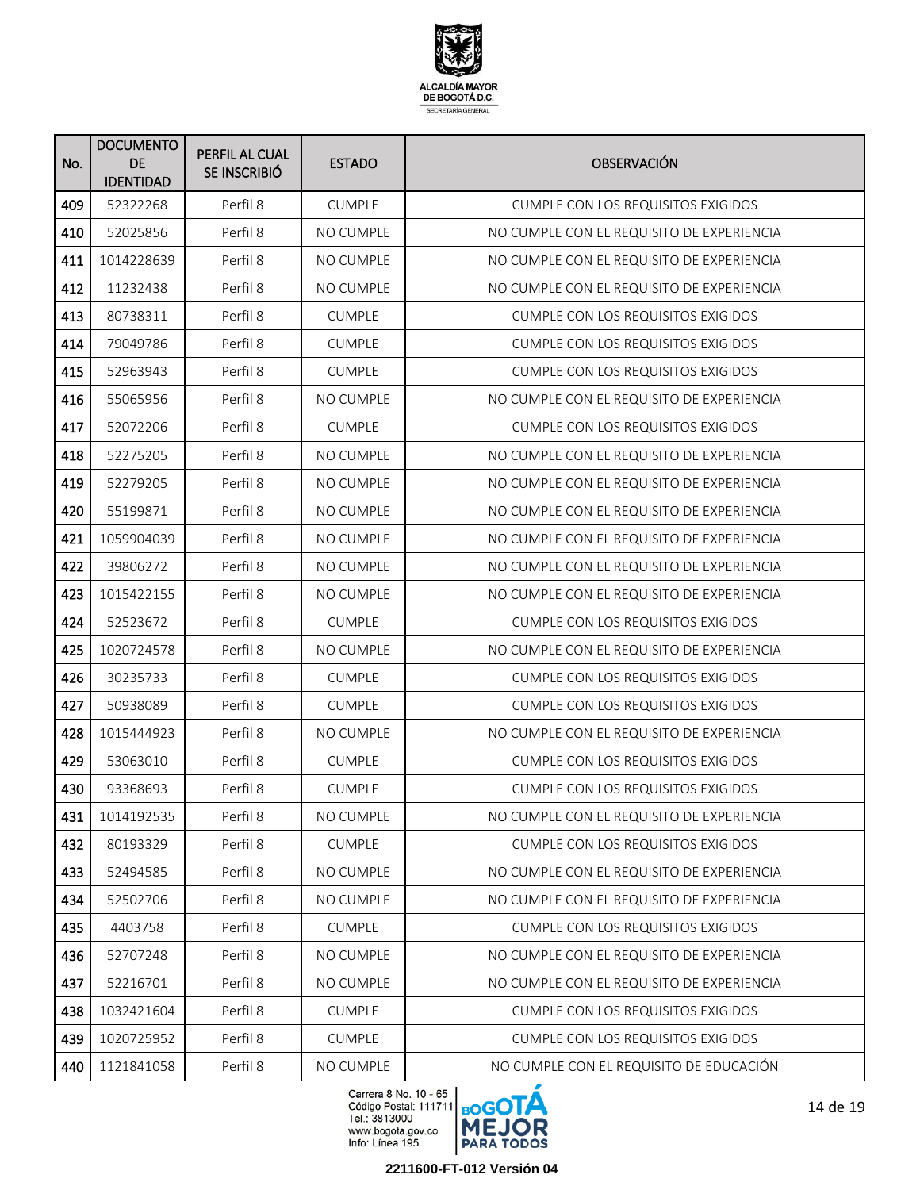| No. | DOCUMENTO DE IDENTIDAD | PERFIL AL CUAL SE INSCRIBIÓ | ESTADO | OBSERVACIÓN |
|---|---|---|---|---|
| 409 | 52322268 | Perfil 8 | CUMPLE | CUMPLE CON LOS REQUISITOS EXIGIDOS |
| 410 | 52025856 | Perfil 8 | NO CUMPLE | NO CUMPLE CON EL REQUISITO DE EXPERIENCIA |
| 411 | 1014228639 | Perfil 8 | NO CUMPLE | NO CUMPLE CON EL REQUISITO DE EXPERIENCIA |
| 412 | 11232438 | Perfil 8 | NO CUMPLE | NO CUMPLE CON EL REQUISITO DE EXPERIENCIA |
| 413 | 80738311 | Perfil 8 | CUMPLE | CUMPLE CON LOS REQUISITOS EXIGIDOS |
| 414 | 79049786 | Perfil 8 | CUMPLE | CUMPLE CON LOS REQUISITOS EXIGIDOS |
| 415 | 52963943 | Perfil 8 | CUMPLE | CUMPLE CON LOS REQUISITOS EXIGIDOS |
| 416 | 55065956 | Perfil 8 | NO CUMPLE | NO CUMPLE CON EL REQUISITO DE EXPERIENCIA |
| 417 | 52072206 | Perfil 8 | CUMPLE | CUMPLE CON LOS REQUISITOS EXIGIDOS |
| 418 | 52275205 | Perfil 8 | NO CUMPLE | NO CUMPLE CON EL REQUISITO DE EXPERIENCIA |
| 419 | 52279205 | Perfil 8 | NO CUMPLE | NO CUMPLE CON EL REQUISITO DE EXPERIENCIA |
| 420 | 55199871 | Perfil 8 | NO CUMPLE | NO CUMPLE CON EL REQUISITO DE EXPERIENCIA |
| 421 | 1059904039 | Perfil 8 | NO CUMPLE | NO CUMPLE CON EL REQUISITO DE EXPERIENCIA |
| 422 | 39806272 | Perfil 8 | NO CUMPLE | NO CUMPLE CON EL REQUISITO DE EXPERIENCIA |
| 423 | 1015422155 | Perfil 8 | NO CUMPLE | NO CUMPLE CON EL REQUISITO DE EXPERIENCIA |
| 424 | 52523672 | Perfil 8 | CUMPLE | CUMPLE CON LOS REQUISITOS EXIGIDOS |
| 425 | 1020724578 | Perfil 8 | NO CUMPLE | NO CUMPLE CON EL REQUISITO DE EXPERIENCIA |
| 426 | 30235733 | Perfil 8 | CUMPLE | CUMPLE CON LOS REQUISITOS EXIGIDOS |
| 427 | 50938089 | Perfil 8 | CUMPLE | CUMPLE CON LOS REQUISITOS EXIGIDOS |
| 428 | 1015444923 | Perfil 8 | NO CUMPLE | NO CUMPLE CON EL REQUISITO DE EXPERIENCIA |
| 429 | 53063010 | Perfil 8 | CUMPLE | CUMPLE CON LOS REQUISITOS EXIGIDOS |
| 430 | 93368693 | Perfil 8 | CUMPLE | CUMPLE CON LOS REQUISITOS EXIGIDOS |
| 431 | 1014192535 | Perfil 8 | NO CUMPLE | NO CUMPLE CON EL REQUISITO DE EXPERIENCIA |
| 432 | 80193329 | Perfil 8 | CUMPLE | CUMPLE CON LOS REQUISITOS EXIGIDOS |
| 433 | 52494585 | Perfil 8 | NO CUMPLE | NO CUMPLE CON EL REQUISITO DE EXPERIENCIA |
| 434 | 52502706 | Perfil 8 | NO CUMPLE | NO CUMPLE CON EL REQUISITO DE EXPERIENCIA |
| 435 | 4403758 | Perfil 8 | CUMPLE | CUMPLE CON LOS REQUISITOS EXIGIDOS |
| 436 | 52707248 | Perfil 8 | NO CUMPLE | NO CUMPLE CON EL REQUISITO DE EXPERIENCIA |
| 437 | 52216701 | Perfil 8 | NO CUMPLE | NO CUMPLE CON EL REQUISITO DE EXPERIENCIA |
| 438 | 1032421604 | Perfil 8 | CUMPLE | CUMPLE CON LOS REQUISITOS EXIGIDOS |
| 439 | 1020725952 | Perfil 8 | CUMPLE | CUMPLE CON LOS REQUISITOS EXIGIDOS |
| 440 | 1121841058 | Perfil 8 | NO CUMPLE | NO CUMPLE CON EL REQUISITO DE EDUCACIÓN |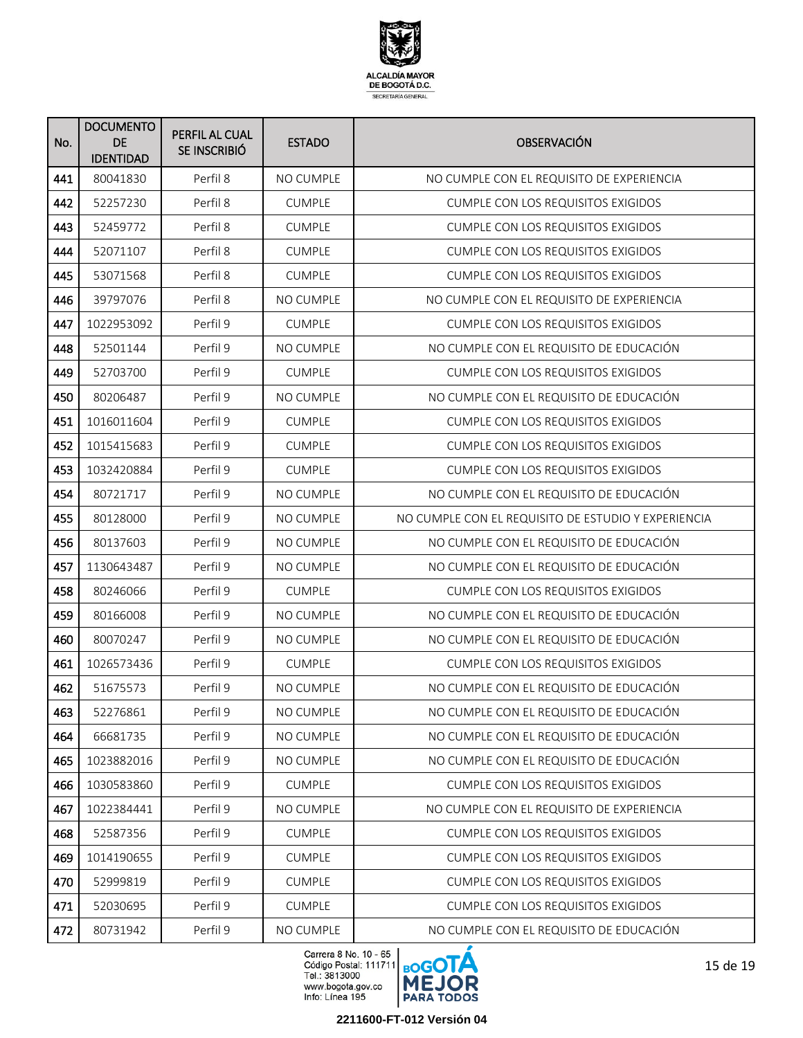| No. | DOCUMENTO DE IDENTIDAD | PERFIL AL CUAL SE INSCRIBIÓ | ESTADO | OBSERVACIÓN |
|---|---|---|---|---|
| 441 | 80041830 | Perfil 8 | NO CUMPLE | NO CUMPLE CON EL REQUISITO DE EXPERIENCIA |
| 442 | 52257230 | Perfil 8 | CUMPLE | CUMPLE CON LOS REQUISITOS EXIGIDOS |
| 443 | 52459772 | Perfil 8 | CUMPLE | CUMPLE CON LOS REQUISITOS EXIGIDOS |
| 444 | 52071107 | Perfil 8 | CUMPLE | CUMPLE CON LOS REQUISITOS EXIGIDOS |
| 445 | 53071568 | Perfil 8 | CUMPLE | CUMPLE CON LOS REQUISITOS EXIGIDOS |
| 446 | 39797076 | Perfil 8 | NO CUMPLE | NO CUMPLE CON EL REQUISITO DE EXPERIENCIA |
| 447 | 1022953092 | Perfil 9 | CUMPLE | CUMPLE CON LOS REQUISITOS EXIGIDOS |
| 448 | 52501144 | Perfil 9 | NO CUMPLE | NO CUMPLE CON EL REQUISITO DE EDUCACIÓN |
| 449 | 52703700 | Perfil 9 | CUMPLE | CUMPLE CON LOS REQUISITOS EXIGIDOS |
| 450 | 80206487 | Perfil 9 | NO CUMPLE | NO CUMPLE CON EL REQUISITO DE EDUCACIÓN |
| 451 | 1016011604 | Perfil 9 | CUMPLE | CUMPLE CON LOS REQUISITOS EXIGIDOS |
| 452 | 1015415683 | Perfil 9 | CUMPLE | CUMPLE CON LOS REQUISITOS EXIGIDOS |
| 453 | 1032420884 | Perfil 9 | CUMPLE | CUMPLE CON LOS REQUISITOS EXIGIDOS |
| 454 | 80721717 | Perfil 9 | NO CUMPLE | NO CUMPLE CON EL REQUISITO DE EDUCACIÓN |
| 455 | 80128000 | Perfil 9 | NO CUMPLE | NO CUMPLE CON EL REQUISITO DE ESTUDIO Y EXPERIENCIA |
| 456 | 80137603 | Perfil 9 | NO CUMPLE | NO CUMPLE CON EL REQUISITO DE EDUCACIÓN |
| 457 | 1130643487 | Perfil 9 | NO CUMPLE | NO CUMPLE CON EL REQUISITO DE EDUCACIÓN |
| 458 | 80246066 | Perfil 9 | CUMPLE | CUMPLE CON LOS REQUISITOS EXIGIDOS |
| 459 | 80166008 | Perfil 9 | NO CUMPLE | NO CUMPLE CON EL REQUISITO DE EDUCACIÓN |
| 460 | 80070247 | Perfil 9 | NO CUMPLE | NO CUMPLE CON EL REQUISITO DE EDUCACIÓN |
| 461 | 1026573436 | Perfil 9 | CUMPLE | CUMPLE CON LOS REQUISITOS EXIGIDOS |
| 462 | 51675573 | Perfil 9 | NO CUMPLE | NO CUMPLE CON EL REQUISITO DE EDUCACIÓN |
| 463 | 52276861 | Perfil 9 | NO CUMPLE | NO CUMPLE CON EL REQUISITO DE EDUCACIÓN |
| 464 | 66681735 | Perfil 9 | NO CUMPLE | NO CUMPLE CON EL REQUISITO DE EDUCACIÓN |
| 465 | 1023882016 | Perfil 9 | NO CUMPLE | NO CUMPLE CON EL REQUISITO DE EDUCACIÓN |
| 466 | 1030583860 | Perfil 9 | CUMPLE | CUMPLE CON LOS REQUISITOS EXIGIDOS |
| 467 | 1022384441 | Perfil 9 | NO CUMPLE | NO CUMPLE CON EL REQUISITO DE EXPERIENCIA |
| 468 | 52587356 | Perfil 9 | CUMPLE | CUMPLE CON LOS REQUISITOS EXIGIDOS |
| 469 | 1014190655 | Perfil 9 | CUMPLE | CUMPLE CON LOS REQUISITOS EXIGIDOS |
| 470 | 52999819 | Perfil 9 | CUMPLE | CUMPLE CON LOS REQUISITOS EXIGIDOS |
| 471 | 52030695 | Perfil 9 | CUMPLE | CUMPLE CON LOS REQUISITOS EXIGIDOS |
| 472 | 80731942 | Perfil 9 | NO CUMPLE | NO CUMPLE CON EL REQUISITO DE EDUCACIÓN |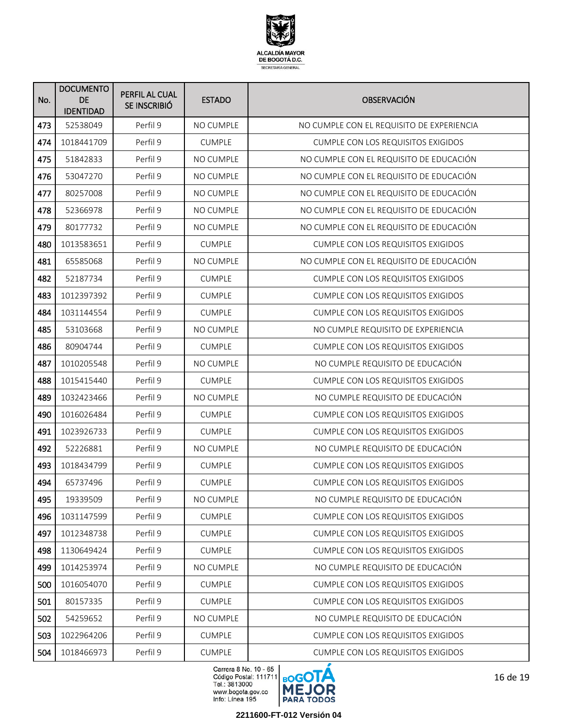| No. | DOCUMENTO DE IDENTIDAD | PERFIL AL CUAL SE INSCRIBIÓ | ESTADO | OBSERVACIÓN |
|---|---|---|---|---|
| 473 | 52538049 | Perfil 9 | NO CUMPLE | NO CUMPLE CON EL REQUISITO DE EXPERIENCIA |
| 474 | 1018441709 | Perfil 9 | CUMPLE | CUMPLE CON LOS REQUISITOS EXIGIDOS |
| 475 | 51842833 | Perfil 9 | NO CUMPLE | NO CUMPLE CON EL REQUISITO DE EDUCACIÓN |
| 476 | 53047270 | Perfil 9 | NO CUMPLE | NO CUMPLE CON EL REQUISITO DE EDUCACIÓN |
| 477 | 80257008 | Perfil 9 | NO CUMPLE | NO CUMPLE CON EL REQUISITO DE EDUCACIÓN |
| 478 | 52366978 | Perfil 9 | NO CUMPLE | NO CUMPLE CON EL REQUISITO DE EDUCACIÓN |
| 479 | 80177732 | Perfil 9 | NO CUMPLE | NO CUMPLE CON EL REQUISITO DE EDUCACIÓN |
| 480 | 1013583651 | Perfil 9 | CUMPLE | CUMPLE CON LOS REQUISITOS EXIGIDOS |
| 481 | 65585068 | Perfil 9 | NO CUMPLE | NO CUMPLE CON EL REQUISITO DE EDUCACIÓN |
| 482 | 52187734 | Perfil 9 | CUMPLE | CUMPLE CON LOS REQUISITOS EXIGIDOS |
| 483 | 1012397392 | Perfil 9 | CUMPLE | CUMPLE CON LOS REQUISITOS EXIGIDOS |
| 484 | 1031144554 | Perfil 9 | CUMPLE | CUMPLE CON LOS REQUISITOS EXIGIDOS |
| 485 | 53103668 | Perfil 9 | NO CUMPLE | NO CUMPLE REQUISITO DE EXPERIENCIA |
| 486 | 80904744 | Perfil 9 | CUMPLE | CUMPLE CON LOS REQUISITOS EXIGIDOS |
| 487 | 1010205548 | Perfil 9 | NO CUMPLE | NO CUMPLE REQUISITO DE EDUCACIÓN |
| 488 | 1015415440 | Perfil 9 | CUMPLE | CUMPLE CON LOS REQUISITOS EXIGIDOS |
| 489 | 1032423466 | Perfil 9 | NO CUMPLE | NO CUMPLE REQUISITO DE EDUCACIÓN |
| 490 | 1016026484 | Perfil 9 | CUMPLE | CUMPLE CON LOS REQUISITOS EXIGIDOS |
| 491 | 1023926733 | Perfil 9 | CUMPLE | CUMPLE CON LOS REQUISITOS EXIGIDOS |
| 492 | 52226881 | Perfil 9 | NO CUMPLE | NO CUMPLE REQUISITO DE EDUCACIÓN |
| 493 | 1018434799 | Perfil 9 | CUMPLE | CUMPLE CON LOS REQUISITOS EXIGIDOS |
| 494 | 65737496 | Perfil 9 | CUMPLE | CUMPLE CON LOS REQUISITOS EXIGIDOS |
| 495 | 19339509 | Perfil 9 | NO CUMPLE | NO CUMPLE REQUISITO DE EDUCACIÓN |
| 496 | 1031147599 | Perfil 9 | CUMPLE | CUMPLE CON LOS REQUISITOS EXIGIDOS |
| 497 | 1012348738 | Perfil 9 | CUMPLE | CUMPLE CON LOS REQUISITOS EXIGIDOS |
| 498 | 1130649424 | Perfil 9 | CUMPLE | CUMPLE CON LOS REQUISITOS EXIGIDOS |
| 499 | 1014253974 | Perfil 9 | NO CUMPLE | NO CUMPLE REQUISITO DE EDUCACIÓN |
| 500 | 1016054070 | Perfil 9 | CUMPLE | CUMPLE CON LOS REQUISITOS EXIGIDOS |
| 501 | 80157335 | Perfil 9 | CUMPLE | CUMPLE CON LOS REQUISITOS EXIGIDOS |
| 502 | 54259652 | Perfil 9 | NO CUMPLE | NO CUMPLE REQUISITO DE EDUCACIÓN |
| 503 | 1022964206 | Perfil 9 | CUMPLE | CUMPLE CON LOS REQUISITOS EXIGIDOS |
| 504 | 1018466973 | Perfil 9 | CUMPLE | CUMPLE CON LOS REQUISITOS EXIGIDOS |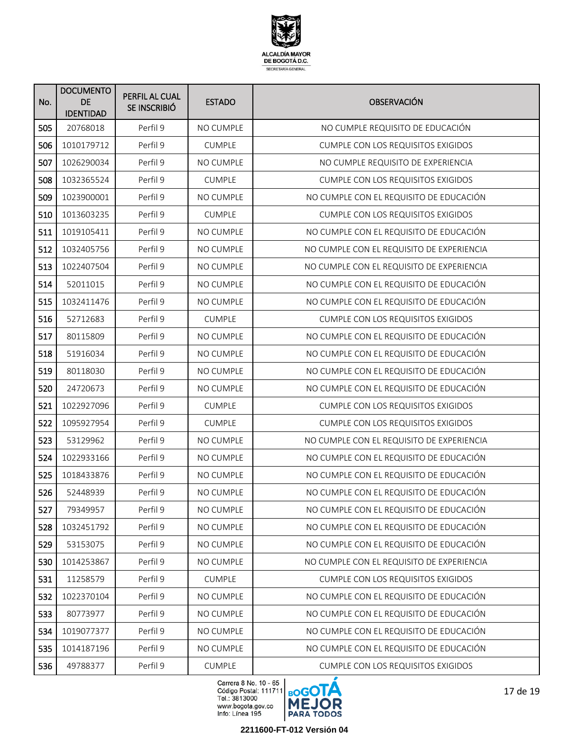| No. | DOCUMENTO DE IDENTIDAD | PERFIL AL CUAL SE INSCRIBIÓ | ESTADO | OBSERVACIÓN |
|---|---|---|---|---|
| 505 | 20768018 | Perfil 9 | NO CUMPLE | NO CUMPLE REQUISITO DE EDUCACIÓN |
| 506 | 1010179712 | Perfil 9 | CUMPLE | CUMPLE CON LOS REQUISITOS EXIGIDOS |
| 507 | 1026290034 | Perfil 9 | NO CUMPLE | NO CUMPLE REQUISITO DE EXPERIENCIA |
| 508 | 1032365524 | Perfil 9 | CUMPLE | CUMPLE CON LOS REQUISITOS EXIGIDOS |
| 509 | 1023900001 | Perfil 9 | NO CUMPLE | NO CUMPLE CON EL REQUISITO DE EDUCACIÓN |
| 510 | 1013603235 | Perfil 9 | CUMPLE | CUMPLE CON LOS REQUISITOS EXIGIDOS |
| 511 | 1019105411 | Perfil 9 | NO CUMPLE | NO CUMPLE CON EL REQUISITO DE EDUCACIÓN |
| 512 | 1032405756 | Perfil 9 | NO CUMPLE | NO CUMPLE CON EL REQUISITO DE EXPERIENCIA |
| 513 | 1022407504 | Perfil 9 | NO CUMPLE | NO CUMPLE CON EL REQUISITO DE EXPERIENCIA |
| 514 | 52011015 | Perfil 9 | NO CUMPLE | NO CUMPLE CON EL REQUISITO DE EDUCACIÓN |
| 515 | 1032411476 | Perfil 9 | NO CUMPLE | NO CUMPLE CON EL REQUISITO DE EDUCACIÓN |
| 516 | 52712683 | Perfil 9 | CUMPLE | CUMPLE CON LOS REQUISITOS EXIGIDOS |
| 517 | 80115809 | Perfil 9 | NO CUMPLE | NO CUMPLE CON EL REQUISITO DE EDUCACIÓN |
| 518 | 51916034 | Perfil 9 | NO CUMPLE | NO CUMPLE CON EL REQUISITO DE EDUCACIÓN |
| 519 | 80118030 | Perfil 9 | NO CUMPLE | NO CUMPLE CON EL REQUISITO DE EDUCACIÓN |
| 520 | 24720673 | Perfil 9 | NO CUMPLE | NO CUMPLE CON EL REQUISITO DE EDUCACIÓN |
| 521 | 1022927096 | Perfil 9 | CUMPLE | CUMPLE CON LOS REQUISITOS EXIGIDOS |
| 522 | 1095927954 | Perfil 9 | CUMPLE | CUMPLE CON LOS REQUISITOS EXIGIDOS |
| 523 | 53129962 | Perfil 9 | NO CUMPLE | NO CUMPLE CON EL REQUISITO DE EXPERIENCIA |
| 524 | 1022933166 | Perfil 9 | NO CUMPLE | NO CUMPLE CON EL REQUISITO DE EDUCACIÓN |
| 525 | 1018433876 | Perfil 9 | NO CUMPLE | NO CUMPLE CON EL REQUISITO DE EDUCACIÓN |
| 526 | 52448939 | Perfil 9 | NO CUMPLE | NO CUMPLE CON EL REQUISITO DE EDUCACIÓN |
| 527 | 79349957 | Perfil 9 | NO CUMPLE | NO CUMPLE CON EL REQUISITO DE EDUCACIÓN |
| 528 | 1032451792 | Perfil 9 | NO CUMPLE | NO CUMPLE CON EL REQUISITO DE EDUCACIÓN |
| 529 | 53153075 | Perfil 9 | NO CUMPLE | NO CUMPLE CON EL REQUISITO DE EDUCACIÓN |
| 530 | 1014253867 | Perfil 9 | NO CUMPLE | NO CUMPLE CON EL REQUISITO DE EXPERIENCIA |
| 531 | 11258579 | Perfil 9 | CUMPLE | CUMPLE CON LOS REQUISITOS EXIGIDOS |
| 532 | 1022370104 | Perfil 9 | NO CUMPLE | NO CUMPLE CON EL REQUISITO DE EDUCACIÓN |
| 533 | 80773977 | Perfil 9 | NO CUMPLE | NO CUMPLE CON EL REQUISITO DE EDUCACIÓN |
| 534 | 1019077377 | Perfil 9 | NO CUMPLE | NO CUMPLE CON EL REQUISITO DE EDUCACIÓN |
| 535 | 1014187196 | Perfil 9 | NO CUMPLE | NO CUMPLE CON EL REQUISITO DE EDUCACIÓN |
| 536 | 49788377 | Perfil 9 | CUMPLE | CUMPLE CON LOS REQUISITOS EXIGIDOS |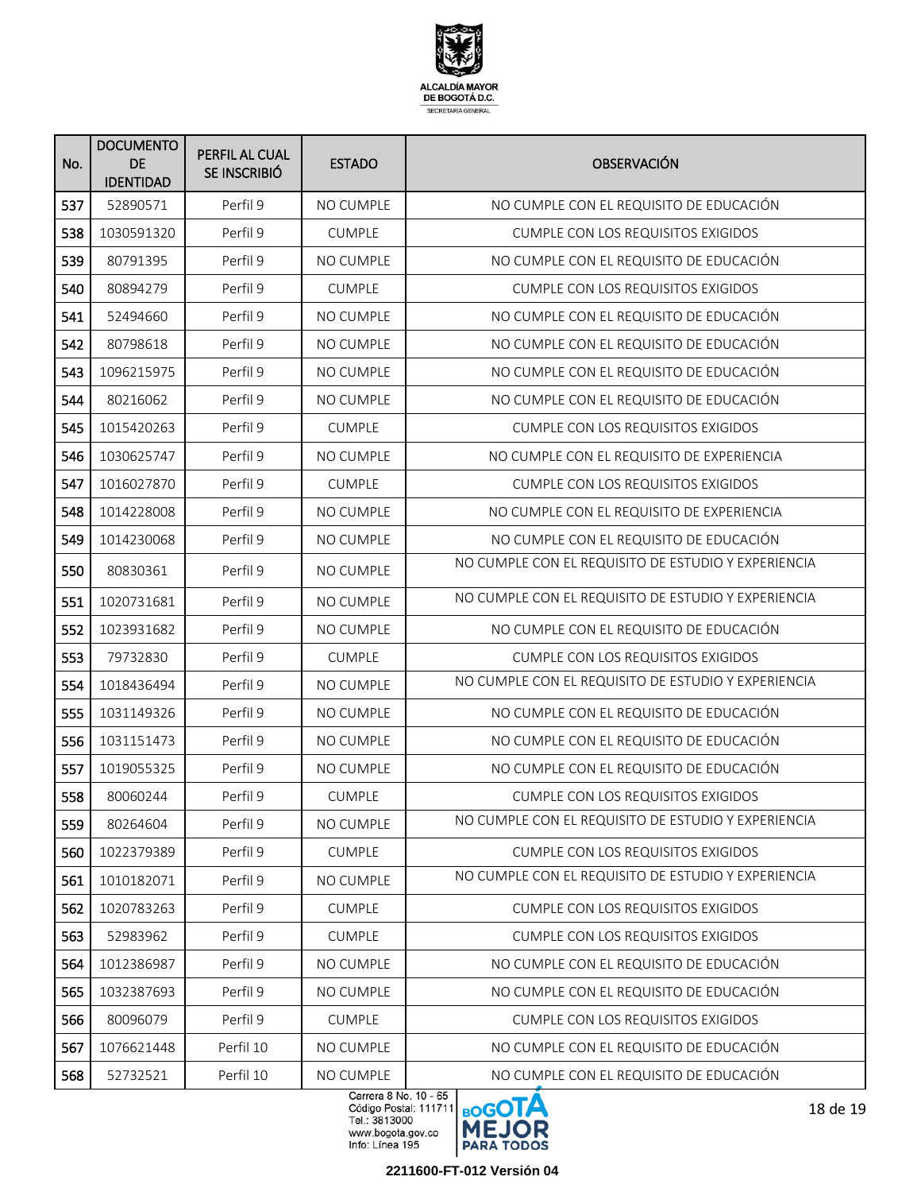| No. | DOCUMENTO DE IDENTIDAD | PERFIL AL CUAL SE INSCRIBIÓ | ESTADO | OBSERVACIÓN |
|---|---|---|---|---|
| 537 | 52890571 | Perfil 9 | NO CUMPLE | NO CUMPLE CON EL REQUISITO DE EDUCACIÓN |
| 538 | 1030591320 | Perfil 9 | CUMPLE | CUMPLE CON LOS REQUISITOS EXIGIDOS |
| 539 | 80791395 | Perfil 9 | NO CUMPLE | NO CUMPLE CON EL REQUISITO DE EDUCACIÓN |
| 540 | 80894279 | Perfil 9 | CUMPLE | CUMPLE CON LOS REQUISITOS EXIGIDOS |
| 541 | 52494660 | Perfil 9 | NO CUMPLE | NO CUMPLE CON EL REQUISITO DE EDUCACIÓN |
| 542 | 80798618 | Perfil 9 | NO CUMPLE | NO CUMPLE CON EL REQUISITO DE EDUCACIÓN |
| 543 | 1096215975 | Perfil 9 | NO CUMPLE | NO CUMPLE CON EL REQUISITO DE EDUCACIÓN |
| 544 | 80216062 | Perfil 9 | NO CUMPLE | NO CUMPLE CON EL REQUISITO DE EDUCACIÓN |
| 545 | 1015420263 | Perfil 9 | CUMPLE | CUMPLE CON LOS REQUISITOS EXIGIDOS |
| 546 | 1030625747 | Perfil 9 | NO CUMPLE | NO CUMPLE CON EL REQUISITO DE EXPERIENCIA |
| 547 | 1016027870 | Perfil 9 | CUMPLE | CUMPLE CON LOS REQUISITOS EXIGIDOS |
| 548 | 1014228008 | Perfil 9 | NO CUMPLE | NO CUMPLE CON EL REQUISITO DE EXPERIENCIA |
| 549 | 1014230068 | Perfil 9 | NO CUMPLE | NO CUMPLE CON EL REQUISITO DE EDUCACIÓN |
| 550 | 80830361 | Perfil 9 | NO CUMPLE | NO CUMPLE CON EL REQUISITO DE ESTUDIO Y EXPERIENCIA |
| 551 | 1020731681 | Perfil 9 | NO CUMPLE | NO CUMPLE CON EL REQUISITO DE ESTUDIO Y EXPERIENCIA |
| 552 | 1023931682 | Perfil 9 | NO CUMPLE | NO CUMPLE CON EL REQUISITO DE EDUCACIÓN |
| 553 | 79732830 | Perfil 9 | CUMPLE | CUMPLE CON LOS REQUISITOS EXIGIDOS |
| 554 | 1018436494 | Perfil 9 | NO CUMPLE | NO CUMPLE CON EL REQUISITO DE ESTUDIO Y EXPERIENCIA |
| 555 | 1031149326 | Perfil 9 | NO CUMPLE | NO CUMPLE CON EL REQUISITO DE EDUCACIÓN |
| 556 | 1031151473 | Perfil 9 | NO CUMPLE | NO CUMPLE CON EL REQUISITO DE EDUCACIÓN |
| 557 | 1019055325 | Perfil 9 | NO CUMPLE | NO CUMPLE CON EL REQUISITO DE EDUCACIÓN |
| 558 | 80060244 | Perfil 9 | CUMPLE | CUMPLE CON LOS REQUISITOS EXIGIDOS |
| 559 | 80264604 | Perfil 9 | NO CUMPLE | NO CUMPLE CON EL REQUISITO DE ESTUDIO Y EXPERIENCIA |
| 560 | 1022379389 | Perfil 9 | CUMPLE | CUMPLE CON LOS REQUISITOS EXIGIDOS |
| 561 | 1010182071 | Perfil 9 | NO CUMPLE | NO CUMPLE CON EL REQUISITO DE ESTUDIO Y EXPERIENCIA |
| 562 | 1020783263 | Perfil 9 | CUMPLE | CUMPLE CON LOS REQUISITOS EXIGIDOS |
| 563 | 52983962 | Perfil 9 | CUMPLE | CUMPLE CON LOS REQUISITOS EXIGIDOS |
| 564 | 1012386987 | Perfil 9 | NO CUMPLE | NO CUMPLE CON EL REQUISITO DE EDUCACIÓN |
| 565 | 1032387693 | Perfil 9 | NO CUMPLE | NO CUMPLE CON EL REQUISITO DE EDUCACIÓN |
| 566 | 80096079 | Perfil 9 | CUMPLE | CUMPLE CON LOS REQUISITOS EXIGIDOS |
| 567 | 1076621448 | Perfil 10 | NO CUMPLE | NO CUMPLE CON EL REQUISITO DE EDUCACIÓN |
| 568 | 52732521 | Perfil 10 | NO CUMPLE | NO CUMPLE CON EL REQUISITO DE EDUCACIÓN |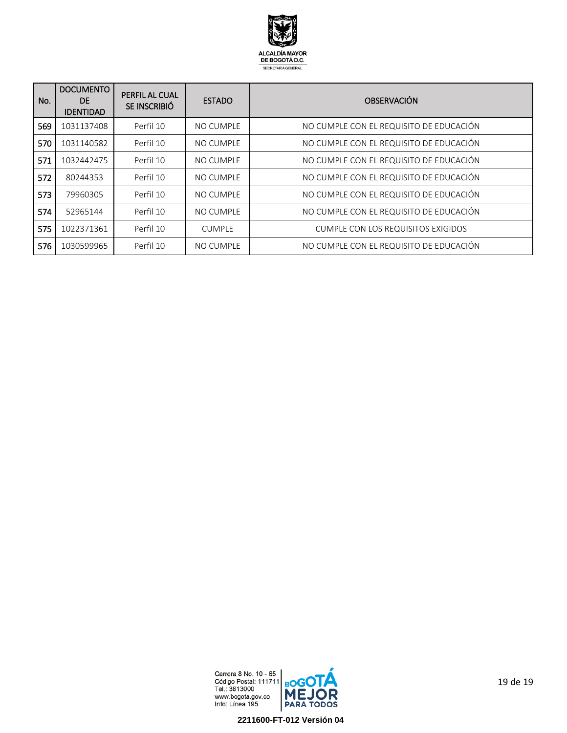| No. | DOCUMENTO DE IDENTIDAD | PERFIL AL CUAL SE INSCRIBIÓ | ESTADO | OBSERVACIÓN |
|---|---|---|---|---|
| 569 | 1031137408 | Perfil 10 | NO CUMPLE | NO CUMPLE CON EL REQUISITO DE EDUCACIÓN |
| 570 | 1031140582 | Perfil 10 | NO CUMPLE | NO CUMPLE CON EL REQUISITO DE EDUCACIÓN |
| 571 | 1032442475 | Perfil 10 | NO CUMPLE | NO CUMPLE CON EL REQUISITO DE EDUCACIÓN |
| 572 | 80244353 | Perfil 10 | NO CUMPLE | NO CUMPLE CON EL REQUISITO DE EDUCACIÓN |
| 573 | 79960305 | Perfil 10 | NO CUMPLE | NO CUMPLE CON EL REQUISITO DE EDUCACIÓN |
| 574 | 52965144 | Perfil 10 | NO CUMPLE | NO CUMPLE CON EL REQUISITO DE EDUCACIÓN |
| 575 | 1022371361 | Perfil 10 | CUMPLE | CUMPLE CON LOS REQUISITOS EXIGIDOS |
| 576 | 1030599965 | Perfil 10 | NO CUMPLE | NO CUMPLE CON EL REQUISITO DE EDUCACIÓN |